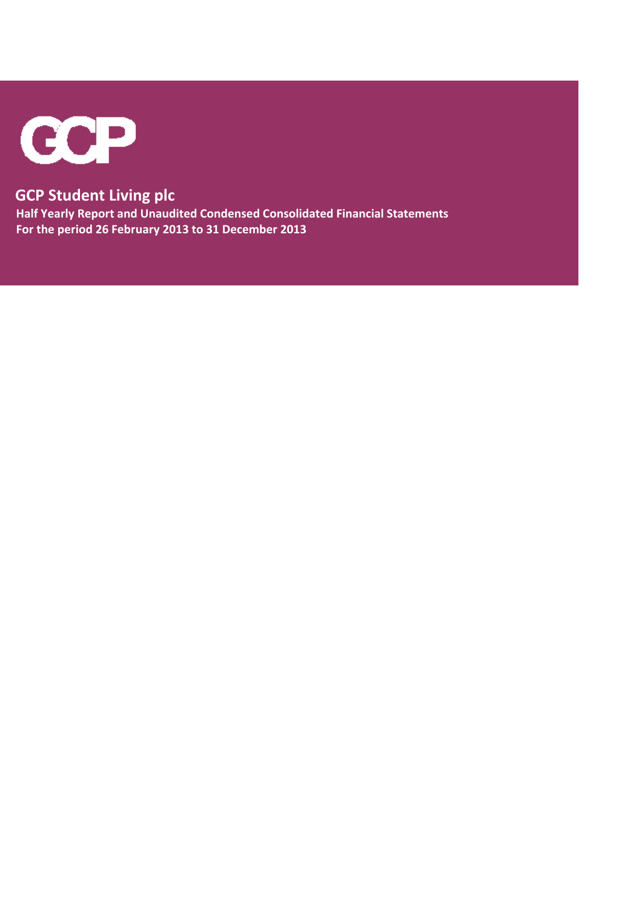GCP

# GCP Student Living plc

**Half Yearly Report and Unaudited Condensed Consolidated Financial Statements**
**For the period 26 February 2013 to 31 December 2013**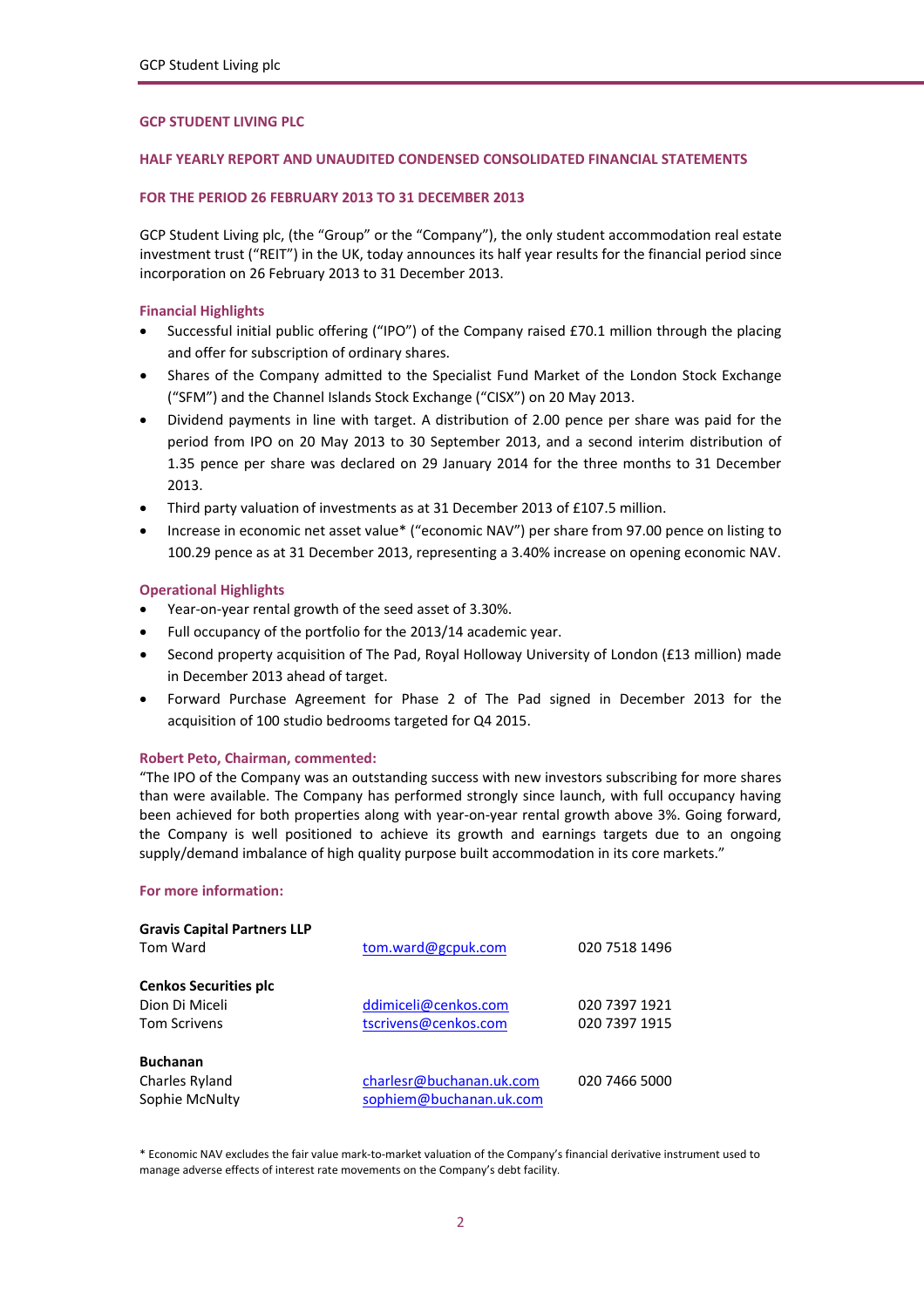**GCP STUDENT LIVING PLC**

**HALF YEARLY REPORT AND UNAUDITED CONDENSED CONSOLIDATED FINANCIAL STATEMENTS**

**FOR THE PERIOD 26 FEBRUARY 2013 TO 31 DECEMBER 2013**

GCP Student Living plc, (the "Group" or the "Company"), the only student accommodation real estate investment trust ("REIT") in the UK, today announces its half year results for the financial period since incorporation on 26 February 2013 to 31 December 2013.

**Financial Highlights**

- Successful initial public offering ("IPO") of the Company raised £70.1 million through the placing and offer for subscription of ordinary shares.
- Shares of the Company admitted to the Specialist Fund Market of the London Stock Exchange ("SFM") and the Channel Islands Stock Exchange ("CISX") on 20 May 2013.
- Dividend payments in line with target. A distribution of 2.00 pence per share was paid for the period from IPO on 20 May 2013 to 30 September 2013, and a second interim distribution of 1.35 pence per share was declared on 29 January 2014 for the three months to 31 December 2013.
- Third party valuation of investments as at 31 December 2013 of £107.5 million.
- Increase in economic net asset value* ("economic NAV") per share from 97.00 pence on listing to 100.29 pence as at 31 December 2013, representing a 3.40% increase on opening economic NAV.

**Operational Highlights**

- Year-on-year rental growth of the seed asset of 3.30%.
- Full occupancy of the portfolio for the 2013/14 academic year.
- Second property acquisition of The Pad, Royal Holloway University of London (£13 million) made in December 2013 ahead of target.
- Forward Purchase Agreement for Phase 2 of The Pad signed in December 2013 for the acquisition of 100 studio bedrooms targeted for Q4 2015.

**Robert Peto, Chairman, commented:**

"The IPO of the Company was an outstanding success with new investors subscribing for more shares than were available. The Company has performed strongly since launch, with full occupancy having been achieved for both properties along with year-on-year rental growth above 3%. Going forward, the Company is well positioned to achieve its growth and earnings targets due to an ongoing supply/demand imbalance of high quality purpose built accommodation in its core markets."

**For more information:**

| | | |
|---|---|---|
| **Gravis Capital Partners LLP** | | |
| Tom Ward | tom.ward@gcpuk.com | 020 7518 1496 |
| **Cenkos Securities plc** | | |
| Dion Di Miceli | ddimiceli@cenkos.com | 020 7397 1921 |
| Tom Scrivens | tscrivens@cenkos.com | 020 7397 1915 |
| **Buchanan** | | |
| Charles Ryland | charlesr@buchanan.uk.com | 020 7466 5000 |
| Sophie McNulty | sophiem@buchanan.uk.com | |

\* Economic NAV excludes the fair value mark-to-market valuation of the Company's financial derivative instrument used to manage adverse effects of interest rate movements on the Company's debt facility.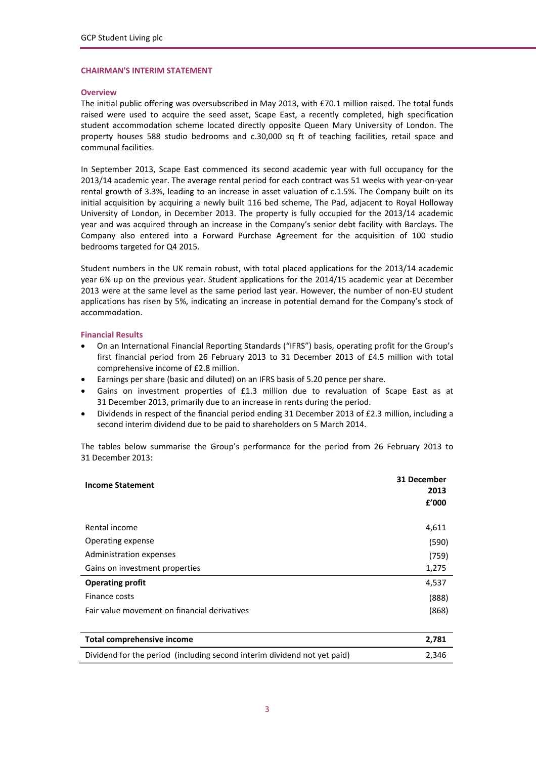## CHAIRMAN'S INTERIM STATEMENT

### Overview

The initial public offering was oversubscribed in May 2013, with £70.1 million raised. The total funds raised were used to acquire the seed asset, Scape East, a recently completed, high specification student accommodation scheme located directly opposite Queen Mary University of London. The property houses 588 studio bedrooms and c.30,000 sq ft of teaching facilities, retail space and communal facilities.

In September 2013, Scape East commenced its second academic year with full occupancy for the 2013/14 academic year. The average rental period for each contract was 51 weeks with year-on-year rental growth of 3.3%, leading to an increase in asset valuation of c.1.5%. The Company built on its initial acquisition by acquiring a newly built 116 bed scheme, The Pad, adjacent to Royal Holloway University of London, in December 2013. The property is fully occupied for the 2013/14 academic year and was acquired through an increase in the Company's senior debt facility with Barclays. The Company also entered into a Forward Purchase Agreement for the acquisition of 100 studio bedrooms targeted for Q4 2015.

Student numbers in the UK remain robust, with total placed applications for the 2013/14 academic year 6% up on the previous year. Student applications for the 2014/15 academic year at December 2013 were at the same level as the same period last year. However, the number of non-EU student applications has risen by 5%, indicating an increase in potential demand for the Company's stock of accommodation.

### Financial Results

- On an International Financial Reporting Standards ("IFRS") basis, operating profit for the Group's first financial period from 26 February 2013 to 31 December 2013 of £4.5 million with total comprehensive income of £2.8 million.
- Earnings per share (basic and diluted) on an IFRS basis of 5.20 pence per share.
- Gains on investment properties of £1.3 million due to revaluation of Scape East as at 31 December 2013, primarily due to an increase in rents during the period.
- Dividends in respect of the financial period ending 31 December 2013 of £2.3 million, including a second interim dividend due to be paid to shareholders on 5 March 2014.

The tables below summarise the Group's performance for the period from 26 February 2013 to 31 December 2013:

| **Income Statement** | **31 December 2013 £'000** |
|---|---|
| Rental income | 4,611 |
| Operating expense | (590) |
| Administration expenses | (759) |
| Gains on investment properties | 1,275 |
| **Operating profit** | 4,537 |
| Finance costs | (888) |
| Fair value movement on financial derivatives | (868) |
| **Total comprehensive income** | **2,781** |
| Dividend for the period (including second interim dividend not yet paid) | 2,346 |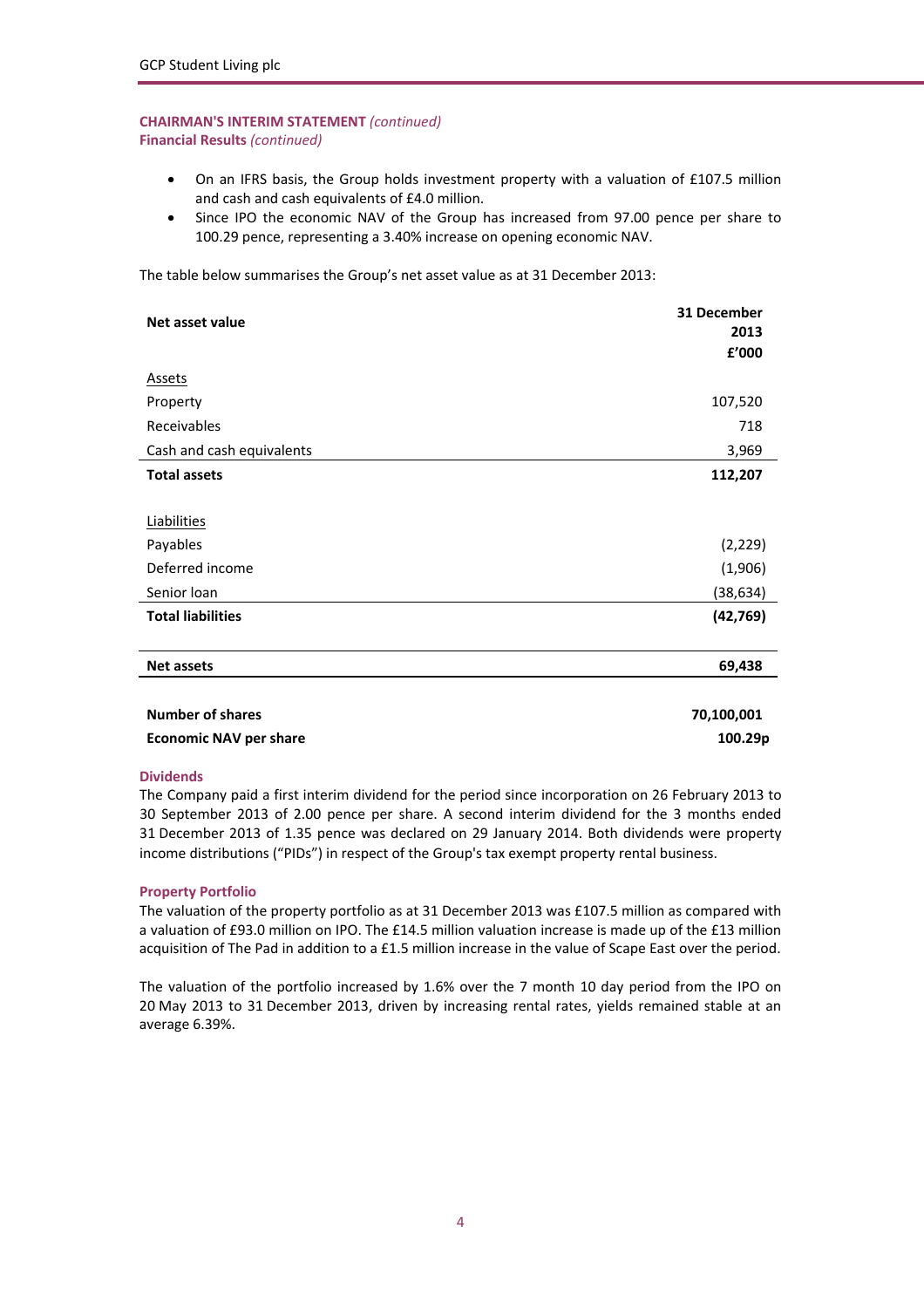**CHAIRMAN'S INTERIM STATEMENT** *(continued)*
**Financial Results** *(continued)*

- On an IFRS basis, the Group holds investment property with a valuation of £107.5 million and cash and cash equivalents of £4.0 million.
- Since IPO the economic NAV of the Group has increased from 97.00 pence per share to 100.29 pence, representing a 3.40% increase on opening economic NAV.

The table below summarises the Group's net asset value as at 31 December 2013:

| Net asset value | 31 December 2013 £'000 |
|---|---|
| Assets | |
| Property | 107,520 |
| Receivables | 718 |
| Cash and cash equivalents | 3,969 |
| **Total assets** | **112,207** |
| Liabilities | |
| Payables | (2,229) |
| Deferred income | (1,906) |
| Senior loan | (38,634) |
| **Total liabilities** | **(42,769)** |
| **Net assets** | **69,438** |
| **Number of shares** | **70,100,001** |
| **Economic NAV per share** | **100.29p** |

### Dividends

The Company paid a first interim dividend for the period since incorporation on 26 February 2013 to 30 September 2013 of 2.00 pence per share. A second interim dividend for the 3 months ended 31 December 2013 of 1.35 pence was declared on 29 January 2014. Both dividends were property income distributions ("PIDs") in respect of the Group's tax exempt property rental business.

### Property Portfolio

The valuation of the property portfolio as at 31 December 2013 was £107.5 million as compared with a valuation of £93.0 million on IPO. The £14.5 million valuation increase is made up of the £13 million acquisition of The Pad in addition to a £1.5 million increase in the value of Scape East over the period.

The valuation of the portfolio increased by 1.6% over the 7 month 10 day period from the IPO on 20 May 2013 to 31 December 2013, driven by increasing rental rates, yields remained stable at an average 6.39%.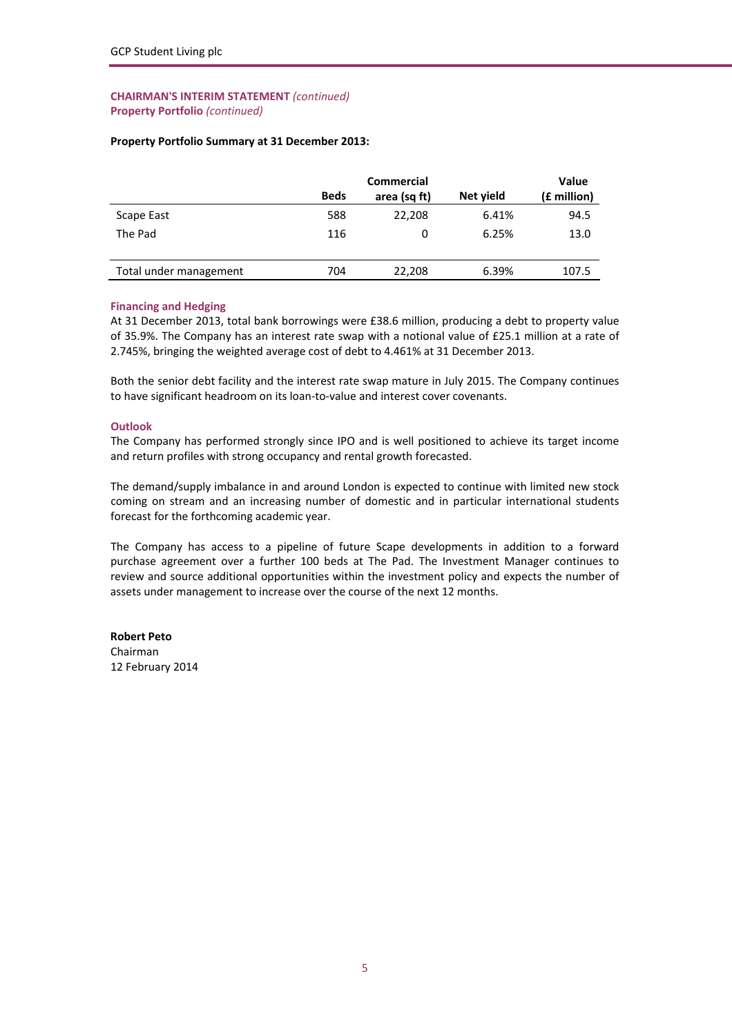**CHAIRMAN'S INTERIM STATEMENT** *(continued)*
**Property Portfolio** *(continued)*

**Property Portfolio Summary at 31 December 2013:**

| | Beds | Commercial area (sq ft) | Net yield | Value (£ million) |
|---|---|---|---|---|
| Scape East | 588 | 22,208 | 6.41% | 94.5 |
| The Pad | 116 | 0 | 6.25% | 13.0 |
| Total under management | 704 | 22,208 | 6.39% | 107.5 |

**Financing and Hedging**

At 31 December 2013, total bank borrowings were £38.6 million, producing a debt to property value of 35.9%. The Company has an interest rate swap with a notional value of £25.1 million at a rate of 2.745%, bringing the weighted average cost of debt to 4.461% at 31 December 2013.

Both the senior debt facility and the interest rate swap mature in July 2015. The Company continues to have significant headroom on its loan-to-value and interest cover covenants.

**Outlook**

The Company has performed strongly since IPO and is well positioned to achieve its target income and return profiles with strong occupancy and rental growth forecasted.

The demand/supply imbalance in and around London is expected to continue with limited new stock coming on stream and an increasing number of domestic and in particular international students forecast for the forthcoming academic year.

The Company has access to a pipeline of future Scape developments in addition to a forward purchase agreement over a further 100 beds at The Pad. The Investment Manager continues to review and source additional opportunities within the investment policy and expects the number of assets under management to increase over the course of the next 12 months.

**Robert Peto**
Chairman
12 February 2014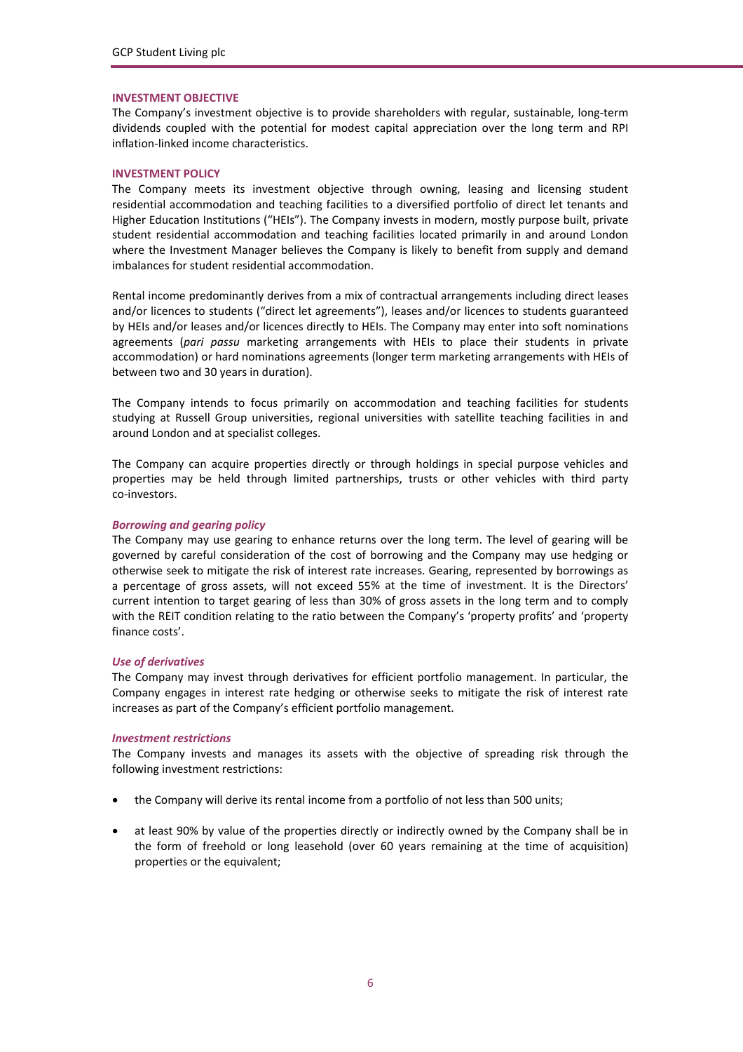## INVESTMENT OBJECTIVE

The Company's investment objective is to provide shareholders with regular, sustainable, long-term dividends coupled with the potential for modest capital appreciation over the long term and RPI inflation-linked income characteristics.

## INVESTMENT POLICY

The Company meets its investment objective through owning, leasing and licensing student residential accommodation and teaching facilities to a diversified portfolio of direct let tenants and Higher Education Institutions ("HEIs"). The Company invests in modern, mostly purpose built, private student residential accommodation and teaching facilities located primarily in and around London where the Investment Manager believes the Company is likely to benefit from supply and demand imbalances for student residential accommodation.

Rental income predominantly derives from a mix of contractual arrangements including direct leases and/or licences to students ("direct let agreements"), leases and/or licences to students guaranteed by HEIs and/or leases and/or licences directly to HEIs. The Company may enter into soft nominations agreements (*pari passu* marketing arrangements with HEIs to place their students in private accommodation) or hard nominations agreements (longer term marketing arrangements with HEIs of between two and 30 years in duration).

The Company intends to focus primarily on accommodation and teaching facilities for students studying at Russell Group universities, regional universities with satellite teaching facilities in and around London and at specialist colleges.

The Company can acquire properties directly or through holdings in special purpose vehicles and properties may be held through limited partnerships, trusts or other vehicles with third party co-investors.

### *Borrowing and gearing policy*

The Company may use gearing to enhance returns over the long term. The level of gearing will be governed by careful consideration of the cost of borrowing and the Company may use hedging or otherwise seek to mitigate the risk of interest rate increases. Gearing, represented by borrowings as a percentage of gross assets, will not exceed 55% at the time of investment. It is the Directors' current intention to target gearing of less than 30% of gross assets in the long term and to comply with the REIT condition relating to the ratio between the Company's 'property profits' and 'property finance costs'.

### *Use of derivatives*

The Company may invest through derivatives for efficient portfolio management. In particular, the Company engages in interest rate hedging or otherwise seeks to mitigate the risk of interest rate increases as part of the Company's efficient portfolio management.

### *Investment restrictions*

The Company invests and manages its assets with the objective of spreading risk through the following investment restrictions:

- the Company will derive its rental income from a portfolio of not less than 500 units;
- at least 90% by value of the properties directly or indirectly owned by the Company shall be in the form of freehold or long leasehold (over 60 years remaining at the time of acquisition) properties or the equivalent;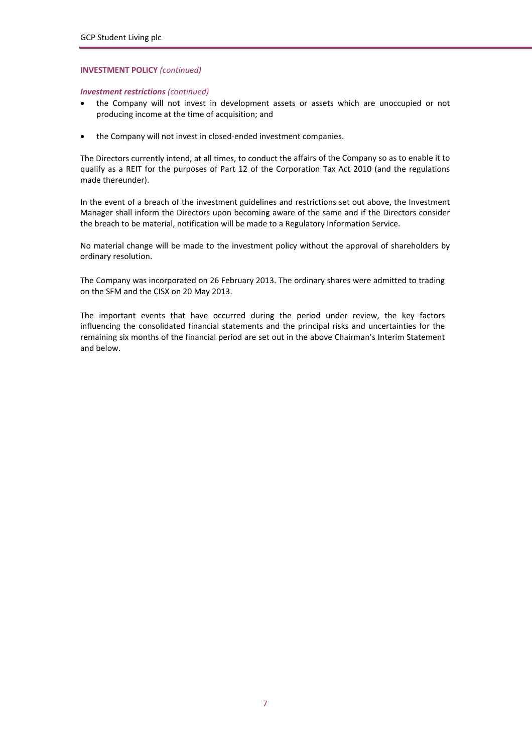**INVESTMENT POLICY** *(continued)*

***Investment restrictions*** *(continued)*

- the Company will not invest in development assets or assets which are unoccupied or not producing income at the time of acquisition; and
- the Company will not invest in closed-ended investment companies.

The Directors currently intend, at all times, to conduct the affairs of the Company so as to enable it to qualify as a REIT for the purposes of Part 12 of the Corporation Tax Act 2010 (and the regulations made thereunder).

In the event of a breach of the investment guidelines and restrictions set out above, the Investment Manager shall inform the Directors upon becoming aware of the same and if the Directors consider the breach to be material, notification will be made to a Regulatory Information Service.

No material change will be made to the investment policy without the approval of shareholders by ordinary resolution.

The Company was incorporated on 26 February 2013. The ordinary shares were admitted to trading on the SFM and the CISX on 20 May 2013.

The important events that have occurred during the period under review, the key factors influencing the consolidated financial statements and the principal risks and uncertainties for the remaining six months of the financial period are set out in the above Chairman's Interim Statement and below.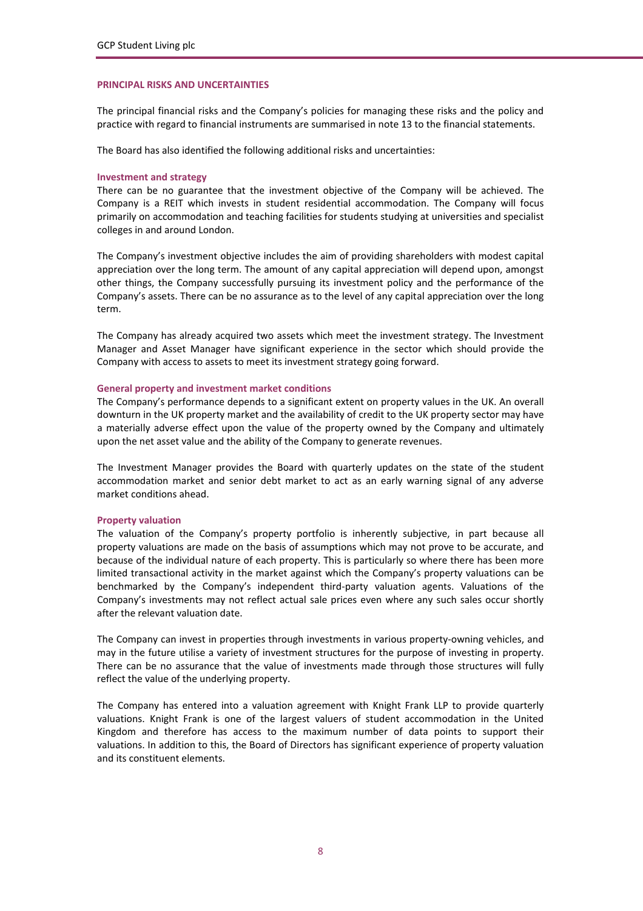## PRINCIPAL RISKS AND UNCERTAINTIES

The principal financial risks and the Company's policies for managing these risks and the policy and practice with regard to financial instruments are summarised in note 13 to the financial statements.

The Board has also identified the following additional risks and uncertainties:

### Investment and strategy

There can be no guarantee that the investment objective of the Company will be achieved. The Company is a REIT which invests in student residential accommodation. The Company will focus primarily on accommodation and teaching facilities for students studying at universities and specialist colleges in and around London.

The Company's investment objective includes the aim of providing shareholders with modest capital appreciation over the long term. The amount of any capital appreciation will depend upon, amongst other things, the Company successfully pursuing its investment policy and the performance of the Company's assets. There can be no assurance as to the level of any capital appreciation over the long term.

The Company has already acquired two assets which meet the investment strategy. The Investment Manager and Asset Manager have significant experience in the sector which should provide the Company with access to assets to meet its investment strategy going forward.

### General property and investment market conditions

The Company's performance depends to a significant extent on property values in the UK. An overall downturn in the UK property market and the availability of credit to the UK property sector may have a materially adverse effect upon the value of the property owned by the Company and ultimately upon the net asset value and the ability of the Company to generate revenues.

The Investment Manager provides the Board with quarterly updates on the state of the student accommodation market and senior debt market to act as an early warning signal of any adverse market conditions ahead.

### Property valuation

The valuation of the Company's property portfolio is inherently subjective, in part because all property valuations are made on the basis of assumptions which may not prove to be accurate, and because of the individual nature of each property. This is particularly so where there has been more limited transactional activity in the market against which the Company's property valuations can be benchmarked by the Company's independent third-party valuation agents. Valuations of the Company's investments may not reflect actual sale prices even where any such sales occur shortly after the relevant valuation date.

The Company can invest in properties through investments in various property-owning vehicles, and may in the future utilise a variety of investment structures for the purpose of investing in property. There can be no assurance that the value of investments made through those structures will fully reflect the value of the underlying property.

The Company has entered into a valuation agreement with Knight Frank LLP to provide quarterly valuations. Knight Frank is one of the largest valuers of student accommodation in the United Kingdom and therefore has access to the maximum number of data points to support their valuations. In addition to this, the Board of Directors has significant experience of property valuation and its constituent elements.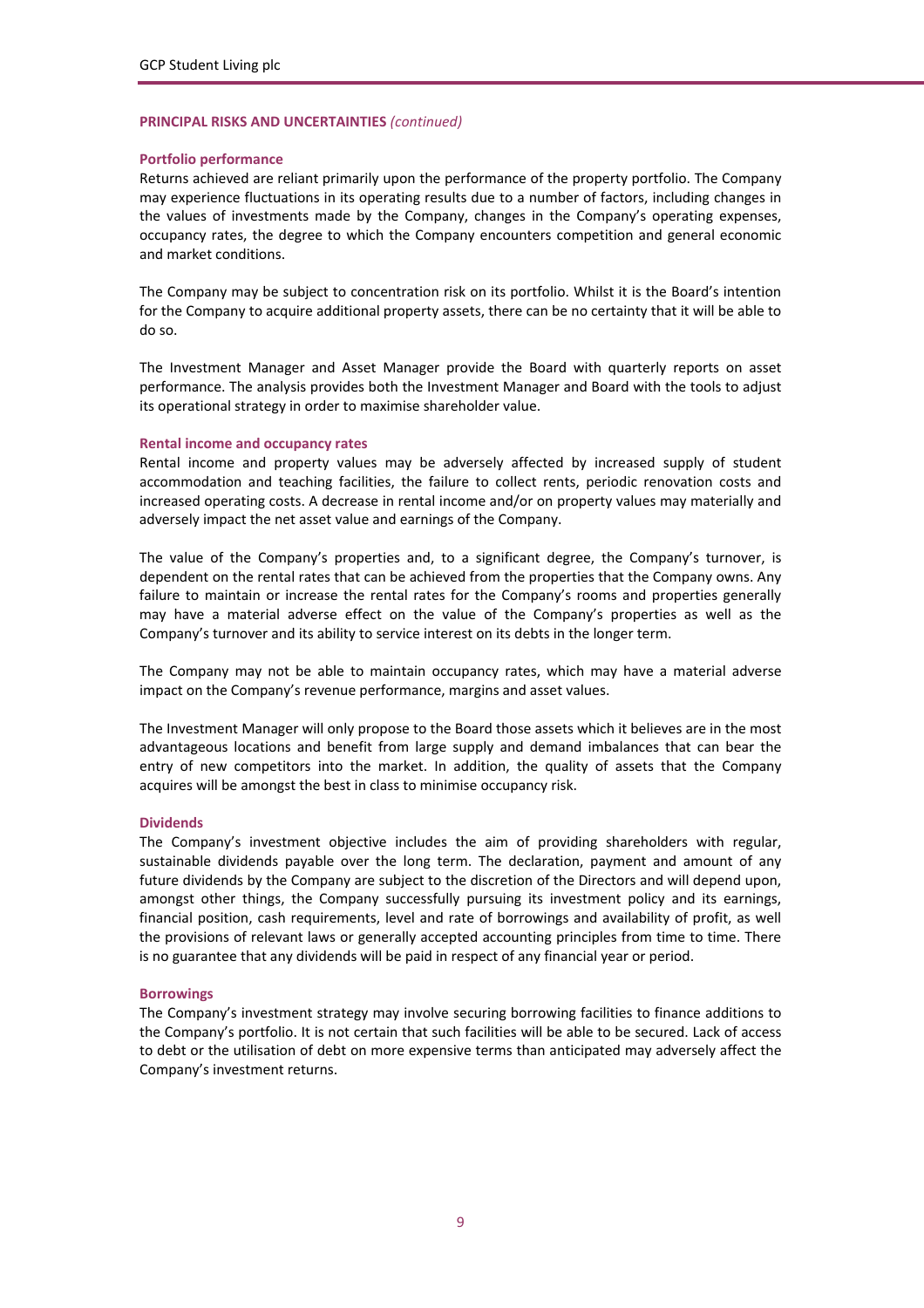**PRINCIPAL RISKS AND UNCERTAINTIES** *(continued)*

**Portfolio performance**

Returns achieved are reliant primarily upon the performance of the property portfolio. The Company may experience fluctuations in its operating results due to a number of factors, including changes in the values of investments made by the Company, changes in the Company's operating expenses, occupancy rates, the degree to which the Company encounters competition and general economic and market conditions.

The Company may be subject to concentration risk on its portfolio. Whilst it is the Board's intention for the Company to acquire additional property assets, there can be no certainty that it will be able to do so.

The Investment Manager and Asset Manager provide the Board with quarterly reports on asset performance. The analysis provides both the Investment Manager and Board with the tools to adjust its operational strategy in order to maximise shareholder value.

**Rental income and occupancy rates**

Rental income and property values may be adversely affected by increased supply of student accommodation and teaching facilities, the failure to collect rents, periodic renovation costs and increased operating costs. A decrease in rental income and/or on property values may materially and adversely impact the net asset value and earnings of the Company.

The value of the Company's properties and, to a significant degree, the Company's turnover, is dependent on the rental rates that can be achieved from the properties that the Company owns. Any failure to maintain or increase the rental rates for the Company's rooms and properties generally may have a material adverse effect on the value of the Company's properties as well as the Company's turnover and its ability to service interest on its debts in the longer term.

The Company may not be able to maintain occupancy rates, which may have a material adverse impact on the Company's revenue performance, margins and asset values.

The Investment Manager will only propose to the Board those assets which it believes are in the most advantageous locations and benefit from large supply and demand imbalances that can bear the entry of new competitors into the market. In addition, the quality of assets that the Company acquires will be amongst the best in class to minimise occupancy risk.

**Dividends**

The Company's investment objective includes the aim of providing shareholders with regular, sustainable dividends payable over the long term. The declaration, payment and amount of any future dividends by the Company are subject to the discretion of the Directors and will depend upon, amongst other things, the Company successfully pursuing its investment policy and its earnings, financial position, cash requirements, level and rate of borrowings and availability of profit, as well the provisions of relevant laws or generally accepted accounting principles from time to time. There is no guarantee that any dividends will be paid in respect of any financial year or period.

**Borrowings**

The Company's investment strategy may involve securing borrowing facilities to finance additions to the Company's portfolio. It is not certain that such facilities will be able to be secured. Lack of access to debt or the utilisation of debt on more expensive terms than anticipated may adversely affect the Company's investment returns.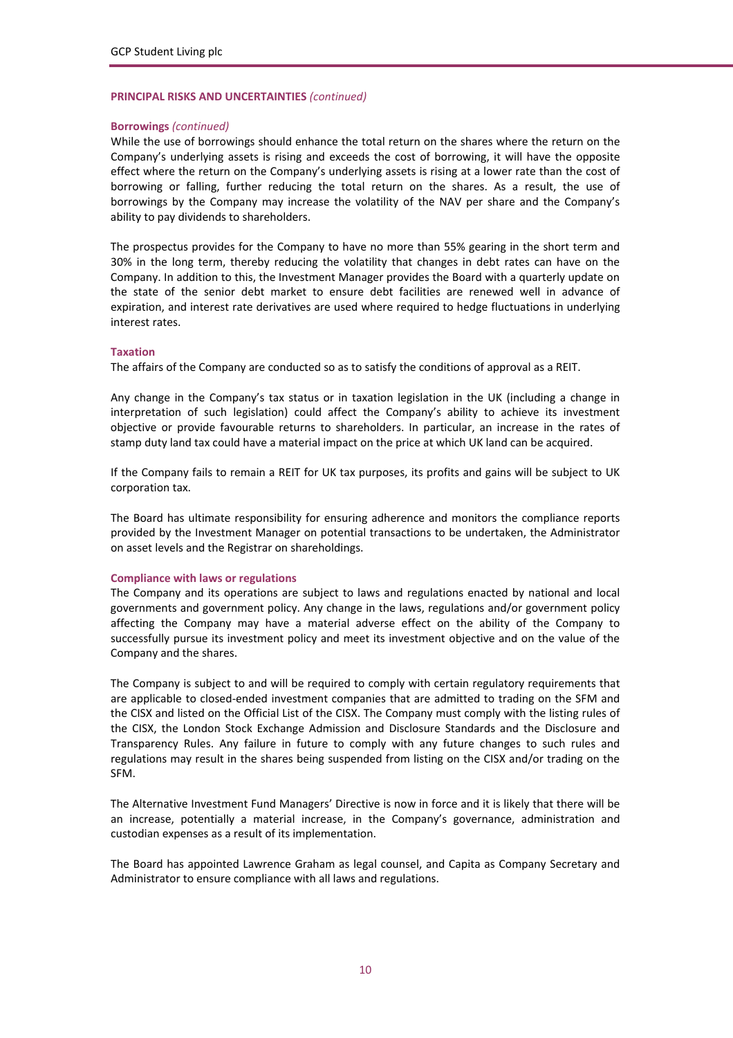## PRINCIPAL RISKS AND UNCERTAINTIES *(continued)*

### Borrowings *(continued)*

While the use of borrowings should enhance the total return on the shares where the return on the Company's underlying assets is rising and exceeds the cost of borrowing, it will have the opposite effect where the return on the Company's underlying assets is rising at a lower rate than the cost of borrowing or falling, further reducing the total return on the shares. As a result, the use of borrowings by the Company may increase the volatility of the NAV per share and the Company's ability to pay dividends to shareholders.

The prospectus provides for the Company to have no more than 55% gearing in the short term and 30% in the long term, thereby reducing the volatility that changes in debt rates can have on the Company. In addition to this, the Investment Manager provides the Board with a quarterly update on the state of the senior debt market to ensure debt facilities are renewed well in advance of expiration, and interest rate derivatives are used where required to hedge fluctuations in underlying interest rates.

### Taxation

The affairs of the Company are conducted so as to satisfy the conditions of approval as a REIT.

Any change in the Company's tax status or in taxation legislation in the UK (including a change in interpretation of such legislation) could affect the Company's ability to achieve its investment objective or provide favourable returns to shareholders. In particular, an increase in the rates of stamp duty land tax could have a material impact on the price at which UK land can be acquired.

If the Company fails to remain a REIT for UK tax purposes, its profits and gains will be subject to UK corporation tax.

The Board has ultimate responsibility for ensuring adherence and monitors the compliance reports provided by the Investment Manager on potential transactions to be undertaken, the Administrator on asset levels and the Registrar on shareholdings.

### Compliance with laws or regulations

The Company and its operations are subject to laws and regulations enacted by national and local governments and government policy. Any change in the laws, regulations and/or government policy affecting the Company may have a material adverse effect on the ability of the Company to successfully pursue its investment policy and meet its investment objective and on the value of the Company and the shares.

The Company is subject to and will be required to comply with certain regulatory requirements that are applicable to closed-ended investment companies that are admitted to trading on the SFM and the CISX and listed on the Official List of the CISX. The Company must comply with the listing rules of the CISX, the London Stock Exchange Admission and Disclosure Standards and the Disclosure and Transparency Rules. Any failure in future to comply with any future changes to such rules and regulations may result in the shares being suspended from listing on the CISX and/or trading on the SFM.

The Alternative Investment Fund Managers' Directive is now in force and it is likely that there will be an increase, potentially a material increase, in the Company's governance, administration and custodian expenses as a result of its implementation.

The Board has appointed Lawrence Graham as legal counsel, and Capita as Company Secretary and Administrator to ensure compliance with all laws and regulations.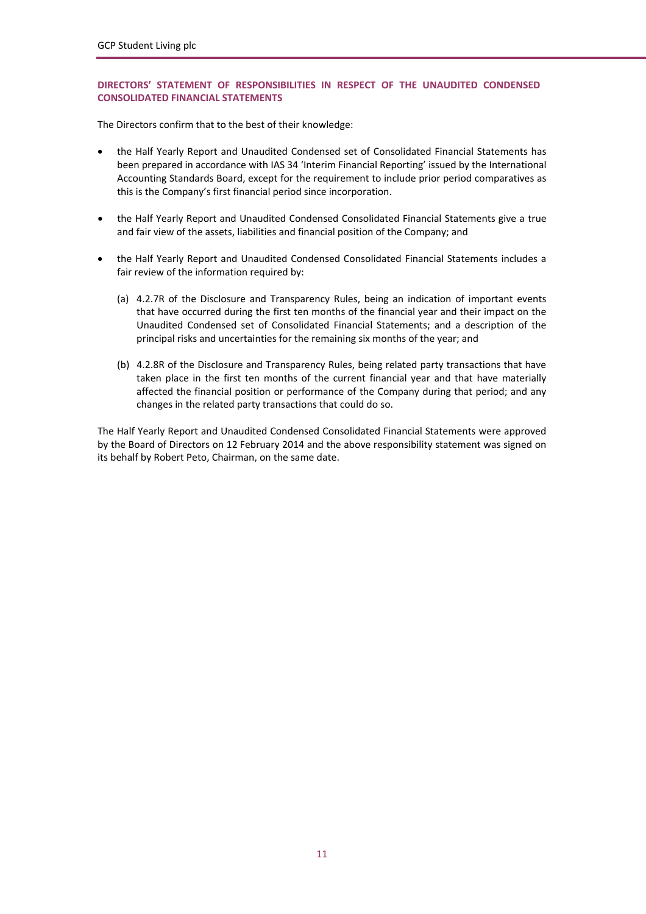## DIRECTORS' STATEMENT OF RESPONSIBILITIES IN RESPECT OF THE UNAUDITED CONDENSED CONSOLIDATED FINANCIAL STATEMENTS

The Directors confirm that to the best of their knowledge:

- the Half Yearly Report and Unaudited Condensed set of Consolidated Financial Statements has been prepared in accordance with IAS 34 'Interim Financial Reporting' issued by the International Accounting Standards Board, except for the requirement to include prior period comparatives as this is the Company's first financial period since incorporation.

- the Half Yearly Report and Unaudited Condensed Consolidated Financial Statements give a true and fair view of the assets, liabilities and financial position of the Company; and

- the Half Yearly Report and Unaudited Condensed Consolidated Financial Statements includes a fair review of the information required by:

  (a) 4.2.7R of the Disclosure and Transparency Rules, being an indication of important events that have occurred during the first ten months of the financial year and their impact on the Unaudited Condensed set of Consolidated Financial Statements; and a description of the principal risks and uncertainties for the remaining six months of the year; and

  (b) 4.2.8R of the Disclosure and Transparency Rules, being related party transactions that have taken place in the first ten months of the current financial year and that have materially affected the financial position or performance of the Company during that period; and any changes in the related party transactions that could do so.

The Half Yearly Report and Unaudited Condensed Consolidated Financial Statements were approved by the Board of Directors on 12 February 2014 and the above responsibility statement was signed on its behalf by Robert Peto, Chairman, on the same date.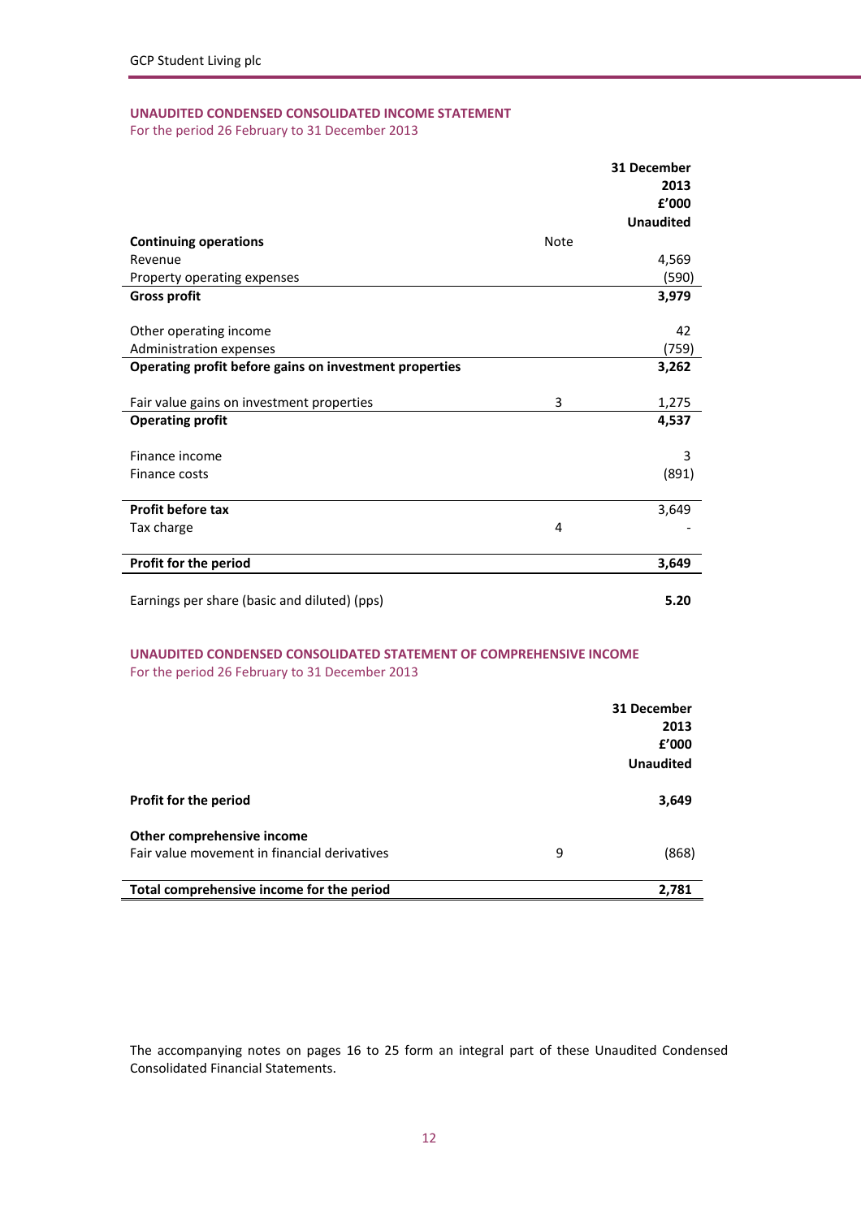## UNAUDITED CONDENSED CONSOLIDATED INCOME STATEMENT

For the period 26 February to 31 December 2013

| | Note | 31 December 2013 £'000 Unaudited |
|---|---|---|
| **Continuing operations** | | |
| Revenue | | 4,569 |
| Property operating expenses | | (590) |
| **Gross profit** | | **3,979** |
| | | |
| Other operating income | | 42 |
| Administration expenses | | (759) |
| **Operating profit before gains on investment properties** | | **3,262** |
| | | |
| Fair value gains on investment properties | 3 | 1,275 |
| **Operating profit** | | **4,537** |
| | | |
| Finance income | | 3 |
| Finance costs | | (891) |
| | | |
| **Profit before tax** | | 3,649 |
| Tax charge | 4 | - |
| | | |
| **Profit for the period** | | **3,649** |
| | | |
| Earnings per share (basic and diluted) (pps) | | **5.20** |

## UNAUDITED CONDENSED CONSOLIDATED STATEMENT OF COMPREHENSIVE INCOME

For the period 26 February to 31 December 2013

| | Note | 31 December 2013 £'000 Unaudited |
|---|---|---|
| **Profit for the period** | | **3,649** |
| | | |
| **Other comprehensive income** | | |
| Fair value movement in financial derivatives | 9 | (868) |
| | | |
| **Total comprehensive income for the period** | | **2,781** |

The accompanying notes on pages 16 to 25 form an integral part of these Unaudited Condensed Consolidated Financial Statements.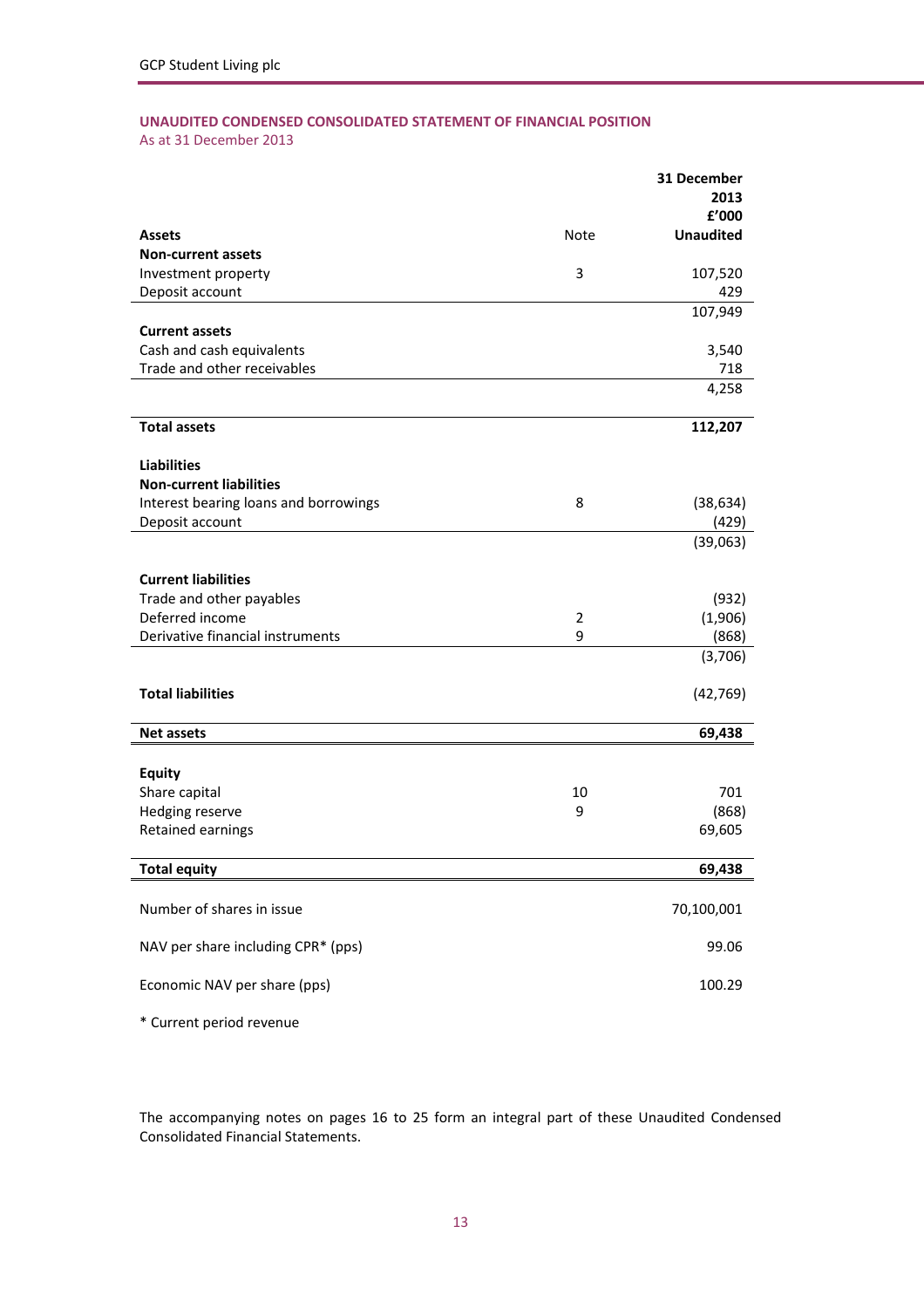## UNAUDITED CONDENSED CONSOLIDATED STATEMENT OF FINANCIAL POSITION

As at 31 December 2013

| Assets | Note | 31 December 2013 £'000 Unaudited |
|---|---|---|
| **Non-current assets** | | |
| Investment property | 3 | 107,520 |
| Deposit account | | 429 |
| | | 107,949 |
| **Current assets** | | |
| Cash and cash equivalents | | 3,540 |
| Trade and other receivables | | 718 |
| | | 4,258 |
| **Total assets** | | **112,207** |
| **Liabilities** | | |
| **Non-current liabilities** | | |
| Interest bearing loans and borrowings | 8 | (38,634) |
| Deposit account | | (429) |
| | | (39,063) |
| **Current liabilities** | | |
| Trade and other payables | | (932) |
| Deferred income | 2 | (1,906) |
| Derivative financial instruments | 9 | (868) |
| | | (3,706) |
| **Total liabilities** | | (42,769) |
| **Net assets** | | **69,438** |
| **Equity** | | |
| Share capital | 10 | 701 |
| Hedging reserve | 9 | (868) |
| Retained earnings | | 69,605 |
| **Total equity** | | **69,438** |
| Number of shares in issue | | 70,100,001 |
| NAV per share including CPR* (pps) | | 99.06 |
| Economic NAV per share (pps) | | 100.29 |

\* Current period revenue

The accompanying notes on pages 16 to 25 form an integral part of these Unaudited Condensed Consolidated Financial Statements.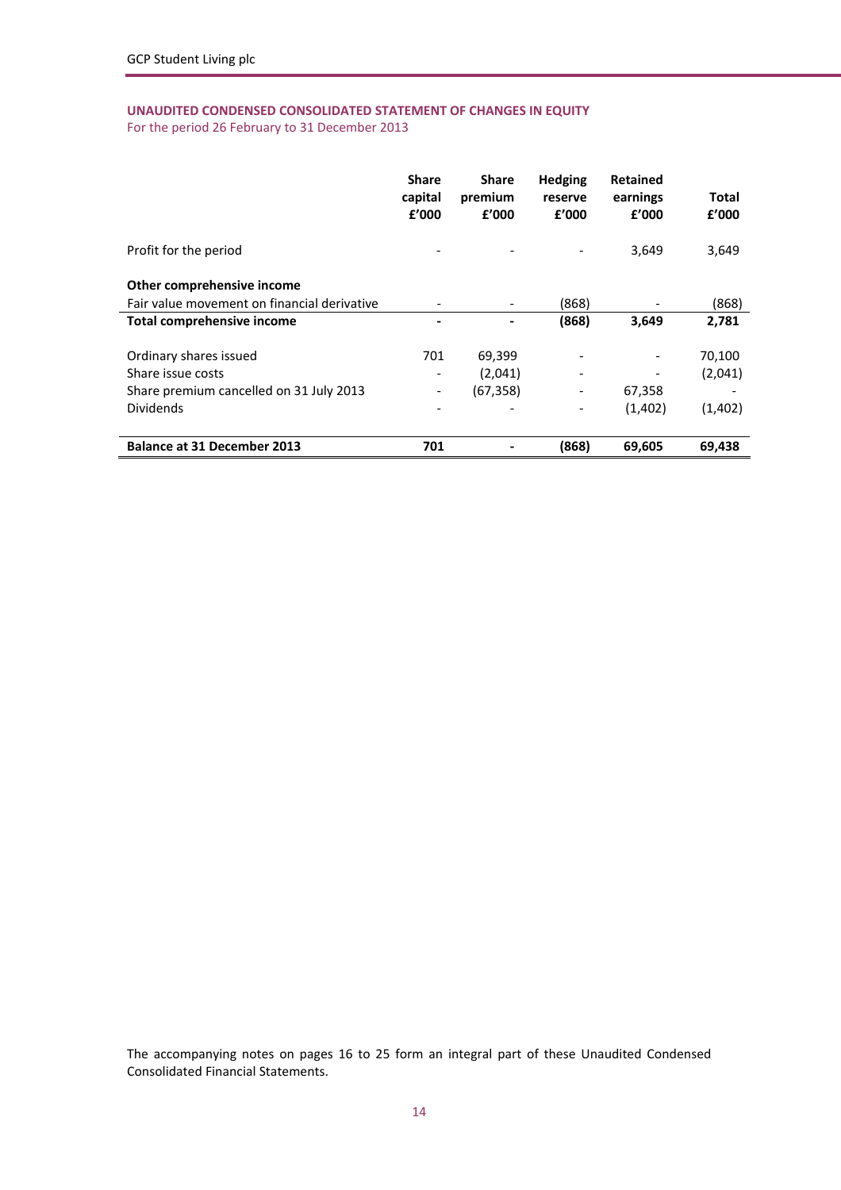## UNAUDITED CONDENSED CONSOLIDATED STATEMENT OF CHANGES IN EQUITY

For the period 26 February to 31 December 2013

| | Share capital £'000 | Share premium £'000 | Hedging reserve £'000 | Retained earnings £'000 | Total £'000 |
|---|---|---|---|---|---|
| Profit for the period | - | - | - | 3,649 | 3,649 |
| **Other comprehensive income** | | | | | |
| Fair value movement on financial derivative | - | - | (868) | - | (868) |
| **Total comprehensive income** | **-** | **-** | **(868)** | **3,649** | **2,781** |
| Ordinary shares issued | 701 | 69,399 | - | - | 70,100 |
| Share issue costs | - | (2,041) | - | - | (2,041) |
| Share premium cancelled on 31 July 2013 | - | (67,358) | - | 67,358 | - |
| Dividends | - | - | - | (1,402) | (1,402) |
| **Balance at 31 December 2013** | **701** | **-** | **(868)** | **69,605** | **69,438** |

The accompanying notes on pages 16 to 25 form an integral part of these Unaudited Condensed Consolidated Financial Statements.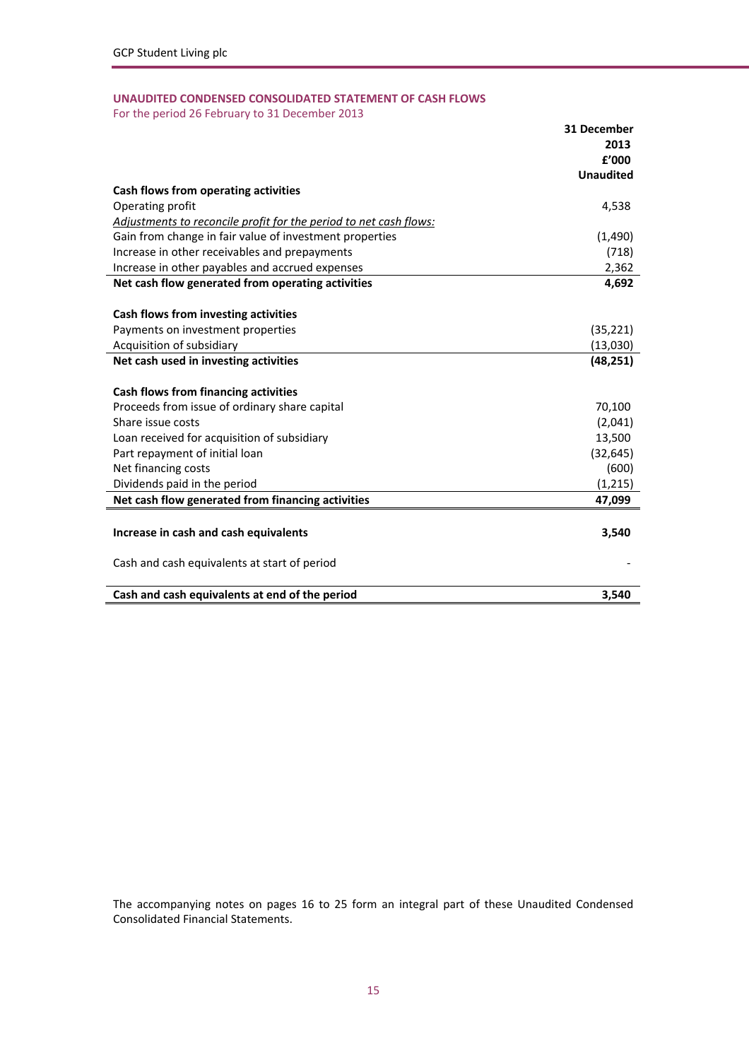## UNAUDITED CONDENSED CONSOLIDATED STATEMENT OF CASH FLOWS

For the period 26 February to 31 December 2013

| | 31 December 2013 £'000 Unaudited |
|---|---|
| **Cash flows from operating activities** | |
| Operating profit | 4,538 |
| *Adjustments to reconcile profit for the period to net cash flows:* | |
| Gain from change in fair value of investment properties | (1,490) |
| Increase in other receivables and prepayments | (718) |
| Increase in other payables and accrued expenses | 2,362 |
| **Net cash flow generated from operating activities** | **4,692** |
| | |
| **Cash flows from investing activities** | |
| Payments on investment properties | (35,221) |
| Acquisition of subsidiary | (13,030) |
| **Net cash used in investing activities** | **(48,251)** |
| | |
| **Cash flows from financing activities** | |
| Proceeds from issue of ordinary share capital | 70,100 |
| Share issue costs | (2,041) |
| Loan received for acquisition of subsidiary | 13,500 |
| Part repayment of initial loan | (32,645) |
| Net financing costs | (600) |
| Dividends paid in the period | (1,215) |
| **Net cash flow generated from financing activities** | **47,099** |
| | |
| **Increase in cash and cash equivalents** | **3,540** |
| | |
| Cash and cash equivalents at start of period | - |
| | |
| **Cash and cash equivalents at end of the period** | **3,540** |

The accompanying notes on pages 16 to 25 form an integral part of these Unaudited Condensed Consolidated Financial Statements.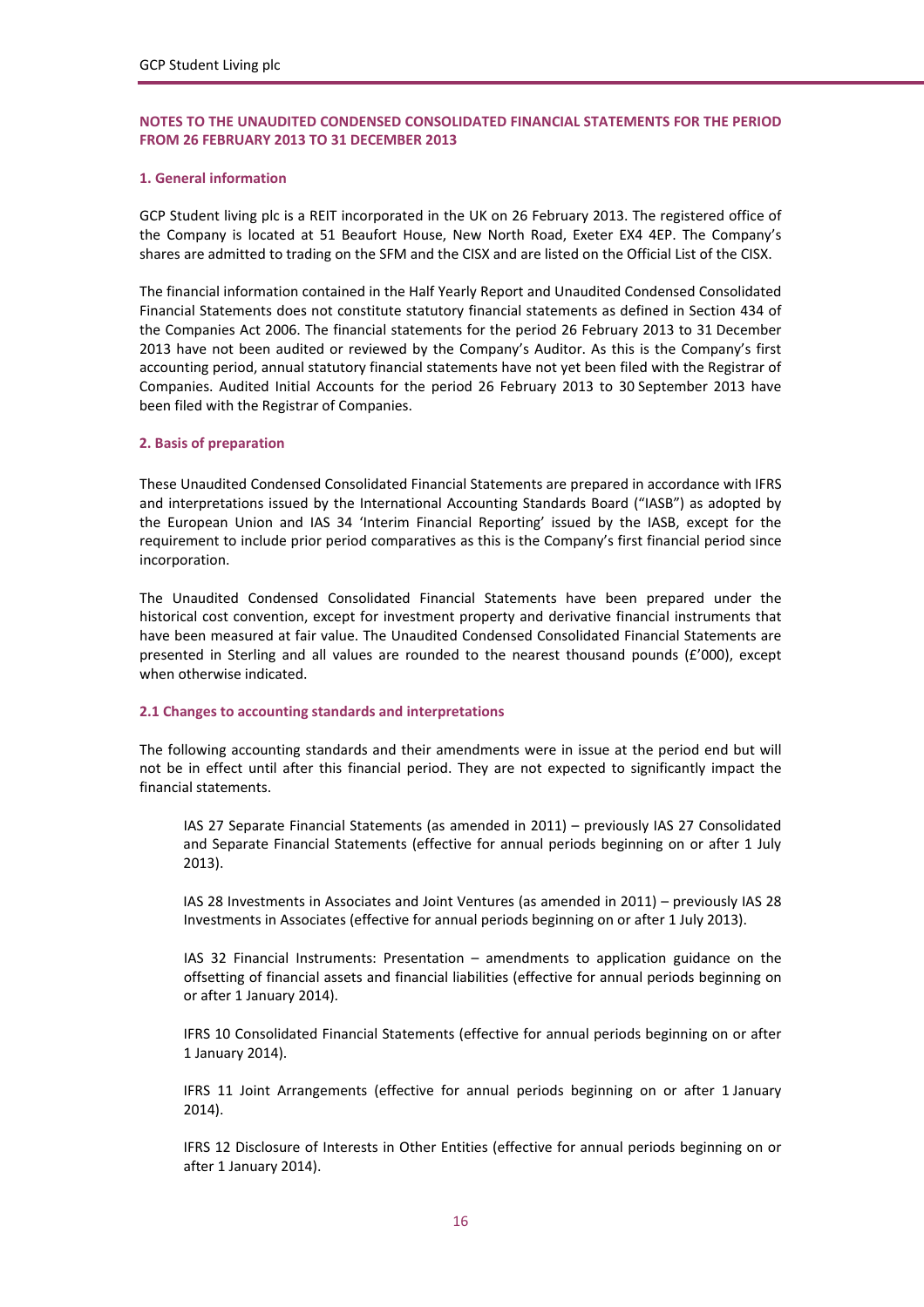## NOTES TO THE UNAUDITED CONDENSED CONSOLIDATED FINANCIAL STATEMENTS FOR THE PERIOD FROM 26 FEBRUARY 2013 TO 31 DECEMBER 2013

### 1. General information

GCP Student living plc is a REIT incorporated in the UK on 26 February 2013. The registered office of the Company is located at 51 Beaufort House, New North Road, Exeter EX4 4EP. The Company's shares are admitted to trading on the SFM and the CISX and are listed on the Official List of the CISX.

The financial information contained in the Half Yearly Report and Unaudited Condensed Consolidated Financial Statements does not constitute statutory financial statements as defined in Section 434 of the Companies Act 2006. The financial statements for the period 26 February 2013 to 31 December 2013 have not been audited or reviewed by the Company's Auditor. As this is the Company's first accounting period, annual statutory financial statements have not yet been filed with the Registrar of Companies. Audited Initial Accounts for the period 26 February 2013 to 30 September 2013 have been filed with the Registrar of Companies.

### 2. Basis of preparation

These Unaudited Condensed Consolidated Financial Statements are prepared in accordance with IFRS and interpretations issued by the International Accounting Standards Board ("IASB") as adopted by the European Union and IAS 34 'Interim Financial Reporting' issued by the IASB, except for the requirement to include prior period comparatives as this is the Company's first financial period since incorporation.

The Unaudited Condensed Consolidated Financial Statements have been prepared under the historical cost convention, except for investment property and derivative financial instruments that have been measured at fair value. The Unaudited Condensed Consolidated Financial Statements are presented in Sterling and all values are rounded to the nearest thousand pounds (£'000), except when otherwise indicated.

### 2.1 Changes to accounting standards and interpretations

The following accounting standards and their amendments were in issue at the period end but will not be in effect until after this financial period. They are not expected to significantly impact the financial statements.

IAS 27 Separate Financial Statements (as amended in 2011) – previously IAS 27 Consolidated and Separate Financial Statements (effective for annual periods beginning on or after 1 July 2013).

IAS 28 Investments in Associates and Joint Ventures (as amended in 2011) – previously IAS 28 Investments in Associates (effective for annual periods beginning on or after 1 July 2013).

IAS 32 Financial Instruments: Presentation – amendments to application guidance on the offsetting of financial assets and financial liabilities (effective for annual periods beginning on or after 1 January 2014).

IFRS 10 Consolidated Financial Statements (effective for annual periods beginning on or after 1 January 2014).

IFRS 11 Joint Arrangements (effective for annual periods beginning on or after 1 January 2014).

IFRS 12 Disclosure of Interests in Other Entities (effective for annual periods beginning on or after 1 January 2014).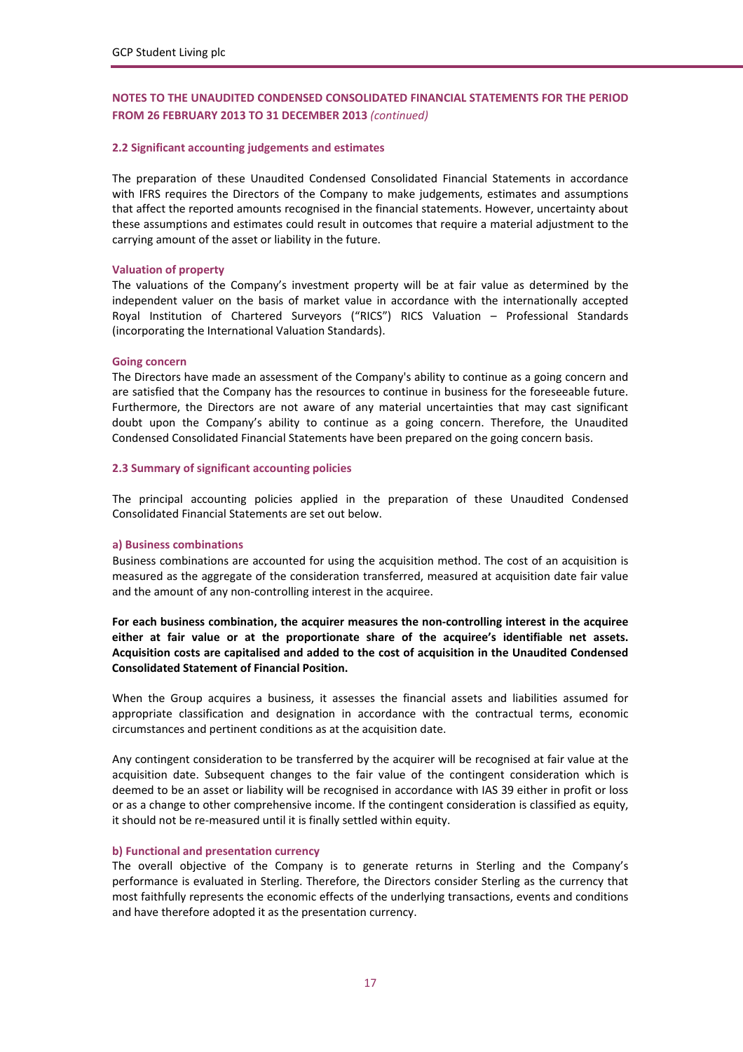## NOTES TO THE UNAUDITED CONDENSED CONSOLIDATED FINANCIAL STATEMENTS FOR THE PERIOD FROM 26 FEBRUARY 2013 TO 31 DECEMBER 2013 *(continued)*

### 2.2 Significant accounting judgements and estimates

The preparation of these Unaudited Condensed Consolidated Financial Statements in accordance with IFRS requires the Directors of the Company to make judgements, estimates and assumptions that affect the reported amounts recognised in the financial statements. However, uncertainty about these assumptions and estimates could result in outcomes that require a material adjustment to the carrying amount of the asset or liability in the future.

#### Valuation of property

The valuations of the Company's investment property will be at fair value as determined by the independent valuer on the basis of market value in accordance with the internationally accepted Royal Institution of Chartered Surveyors ("RICS") RICS Valuation – Professional Standards (incorporating the International Valuation Standards).

#### Going concern

The Directors have made an assessment of the Company's ability to continue as a going concern and are satisfied that the Company has the resources to continue in business for the foreseeable future. Furthermore, the Directors are not aware of any material uncertainties that may cast significant doubt upon the Company's ability to continue as a going concern. Therefore, the Unaudited Condensed Consolidated Financial Statements have been prepared on the going concern basis.

### 2.3 Summary of significant accounting policies

The principal accounting policies applied in the preparation of these Unaudited Condensed Consolidated Financial Statements are set out below.

#### a) Business combinations

Business combinations are accounted for using the acquisition method. The cost of an acquisition is measured as the aggregate of the consideration transferred, measured at acquisition date fair value and the amount of any non-controlling interest in the acquiree.

**For each business combination, the acquirer measures the non-controlling interest in the acquiree either at fair value or at the proportionate share of the acquiree's identifiable net assets. Acquisition costs are capitalised and added to the cost of acquisition in the Unaudited Condensed Consolidated Statement of Financial Position.**

When the Group acquires a business, it assesses the financial assets and liabilities assumed for appropriate classification and designation in accordance with the contractual terms, economic circumstances and pertinent conditions as at the acquisition date.

Any contingent consideration to be transferred by the acquirer will be recognised at fair value at the acquisition date. Subsequent changes to the fair value of the contingent consideration which is deemed to be an asset or liability will be recognised in accordance with IAS 39 either in profit or loss or as a change to other comprehensive income. If the contingent consideration is classified as equity, it should not be re-measured until it is finally settled within equity.

#### b) Functional and presentation currency

The overall objective of the Company is to generate returns in Sterling and the Company's performance is evaluated in Sterling. Therefore, the Directors consider Sterling as the currency that most faithfully represents the economic effects of the underlying transactions, events and conditions and have therefore adopted it as the presentation currency.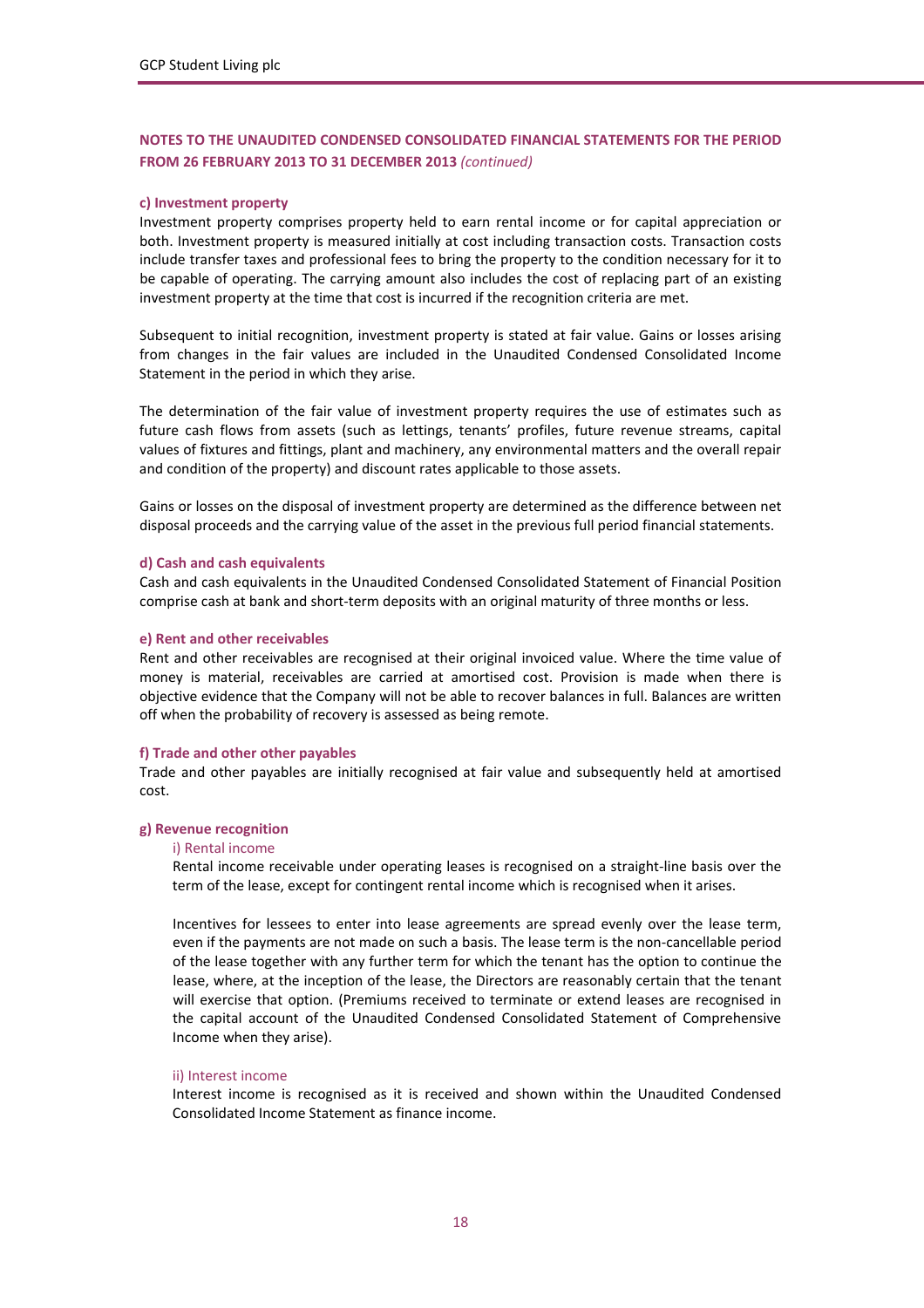## NOTES TO THE UNAUDITED CONDENSED CONSOLIDATED FINANCIAL STATEMENTS FOR THE PERIOD FROM 26 FEBRUARY 2013 TO 31 DECEMBER 2013 *(continued)*

**c) Investment property**

Investment property comprises property held to earn rental income or for capital appreciation or both. Investment property is measured initially at cost including transaction costs. Transaction costs include transfer taxes and professional fees to bring the property to the condition necessary for it to be capable of operating. The carrying amount also includes the cost of replacing part of an existing investment property at the time that cost is incurred if the recognition criteria are met.

Subsequent to initial recognition, investment property is stated at fair value. Gains or losses arising from changes in the fair values are included in the Unaudited Condensed Consolidated Income Statement in the period in which they arise.

The determination of the fair value of investment property requires the use of estimates such as future cash flows from assets (such as lettings, tenants' profiles, future revenue streams, capital values of fixtures and fittings, plant and machinery, any environmental matters and the overall repair and condition of the property) and discount rates applicable to those assets.

Gains or losses on the disposal of investment property are determined as the difference between net disposal proceeds and the carrying value of the asset in the previous full period financial statements.

**d) Cash and cash equivalents**

Cash and cash equivalents in the Unaudited Condensed Consolidated Statement of Financial Position comprise cash at bank and short-term deposits with an original maturity of three months or less.

**e) Rent and other receivables**

Rent and other receivables are recognised at their original invoiced value. Where the time value of money is material, receivables are carried at amortised cost. Provision is made when there is objective evidence that the Company will not be able to recover balances in full. Balances are written off when the probability of recovery is assessed as being remote.

**f) Trade and other other payables**

Trade and other payables are initially recognised at fair value and subsequently held at amortised cost.

**g) Revenue recognition**

i) Rental income

Rental income receivable under operating leases is recognised on a straight-line basis over the term of the lease, except for contingent rental income which is recognised when it arises.

Incentives for lessees to enter into lease agreements are spread evenly over the lease term, even if the payments are not made on such a basis. The lease term is the non-cancellable period of the lease together with any further term for which the tenant has the option to continue the lease, where, at the inception of the lease, the Directors are reasonably certain that the tenant will exercise that option. (Premiums received to terminate or extend leases are recognised in the capital account of the Unaudited Condensed Consolidated Statement of Comprehensive Income when they arise).

ii) Interest income

Interest income is recognised as it is received and shown within the Unaudited Condensed Consolidated Income Statement as finance income.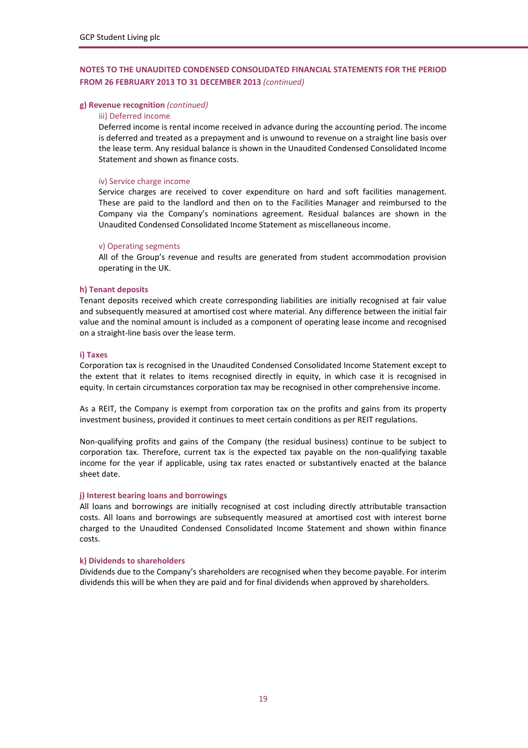## NOTES TO THE UNAUDITED CONDENSED CONSOLIDATED FINANCIAL STATEMENTS FOR THE PERIOD FROM 26 FEBRUARY 2013 TO 31 DECEMBER 2013 *(continued)*

### g) Revenue recognition *(continued)*

#### iii) Deferred income

Deferred income is rental income received in advance during the accounting period. The income is deferred and treated as a prepayment and is unwound to revenue on a straight line basis over the lease term. Any residual balance is shown in the Unaudited Condensed Consolidated Income Statement and shown as finance costs.

#### iv) Service charge income

Service charges are received to cover expenditure on hard and soft facilities management. These are paid to the landlord and then on to the Facilities Manager and reimbursed to the Company via the Company's nominations agreement. Residual balances are shown in the Unaudited Condensed Consolidated Income Statement as miscellaneous income.

#### v) Operating segments

All of the Group's revenue and results are generated from student accommodation provision operating in the UK.

### h) Tenant deposits

Tenant deposits received which create corresponding liabilities are initially recognised at fair value and subsequently measured at amortised cost where material. Any difference between the initial fair value and the nominal amount is included as a component of operating lease income and recognised on a straight-line basis over the lease term.

### i) Taxes

Corporation tax is recognised in the Unaudited Condensed Consolidated Income Statement except to the extent that it relates to items recognised directly in equity, in which case it is recognised in equity. In certain circumstances corporation tax may be recognised in other comprehensive income.

As a REIT, the Company is exempt from corporation tax on the profits and gains from its property investment business, provided it continues to meet certain conditions as per REIT regulations.

Non-qualifying profits and gains of the Company (the residual business) continue to be subject to corporation tax. Therefore, current tax is the expected tax payable on the non-qualifying taxable income for the year if applicable, using tax rates enacted or substantively enacted at the balance sheet date.

### j) Interest bearing loans and borrowings

All loans and borrowings are initially recognised at cost including directly attributable transaction costs. All loans and borrowings are subsequently measured at amortised cost with interest borne charged to the Unaudited Condensed Consolidated Income Statement and shown within finance costs.

### k) Dividends to shareholders

Dividends due to the Company's shareholders are recognised when they become payable. For interim dividends this will be when they are paid and for final dividends when approved by shareholders.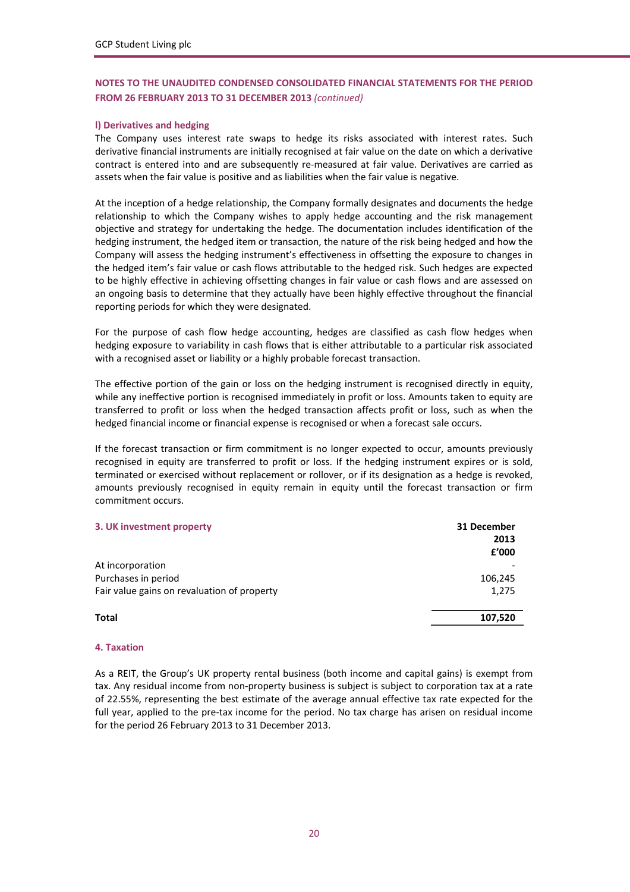## NOTES TO THE UNAUDITED CONDENSED CONSOLIDATED FINANCIAL STATEMENTS FOR THE PERIOD FROM 26 FEBRUARY 2013 TO 31 DECEMBER 2013 *(continued)*

### l) Derivatives and hedging

The Company uses interest rate swaps to hedge its risks associated with interest rates. Such derivative financial instruments are initially recognised at fair value on the date on which a derivative contract is entered into and are subsequently re-measured at fair value. Derivatives are carried as assets when the fair value is positive and as liabilities when the fair value is negative.

At the inception of a hedge relationship, the Company formally designates and documents the hedge relationship to which the Company wishes to apply hedge accounting and the risk management objective and strategy for undertaking the hedge. The documentation includes identification of the hedging instrument, the hedged item or transaction, the nature of the risk being hedged and how the Company will assess the hedging instrument's effectiveness in offsetting the exposure to changes in the hedged item's fair value or cash flows attributable to the hedged risk. Such hedges are expected to be highly effective in achieving offsetting changes in fair value or cash flows and are assessed on an ongoing basis to determine that they actually have been highly effective throughout the financial reporting periods for which they were designated.

For the purpose of cash flow hedge accounting, hedges are classified as cash flow hedges when hedging exposure to variability in cash flows that is either attributable to a particular risk associated with a recognised asset or liability or a highly probable forecast transaction.

The effective portion of the gain or loss on the hedging instrument is recognised directly in equity, while any ineffective portion is recognised immediately in profit or loss. Amounts taken to equity are transferred to profit or loss when the hedged transaction affects profit or loss, such as when the hedged financial income or financial expense is recognised or when a forecast sale occurs.

If the forecast transaction or firm commitment is no longer expected to occur, amounts previously recognised in equity are transferred to profit or loss. If the hedging instrument expires or is sold, terminated or exercised without replacement or rollover, or if its designation as a hedge is revoked, amounts previously recognised in equity remain in equity until the forecast transaction or firm commitment occurs.

### 3. UK investment property

| | 31 December 2013 £'000 |
|---|---|
| At incorporation | - |
| Purchases in period | 106,245 |
| Fair value gains on revaluation of property | 1,275 |
| **Total** | **107,520** |

### 4. Taxation

As a REIT, the Group's UK property rental business (both income and capital gains) is exempt from tax. Any residual income from non-property business is subject is subject to corporation tax at a rate of 22.55%, representing the best estimate of the average annual effective tax rate expected for the full year, applied to the pre-tax income for the period. No tax charge has arisen on residual income for the period 26 February 2013 to 31 December 2013.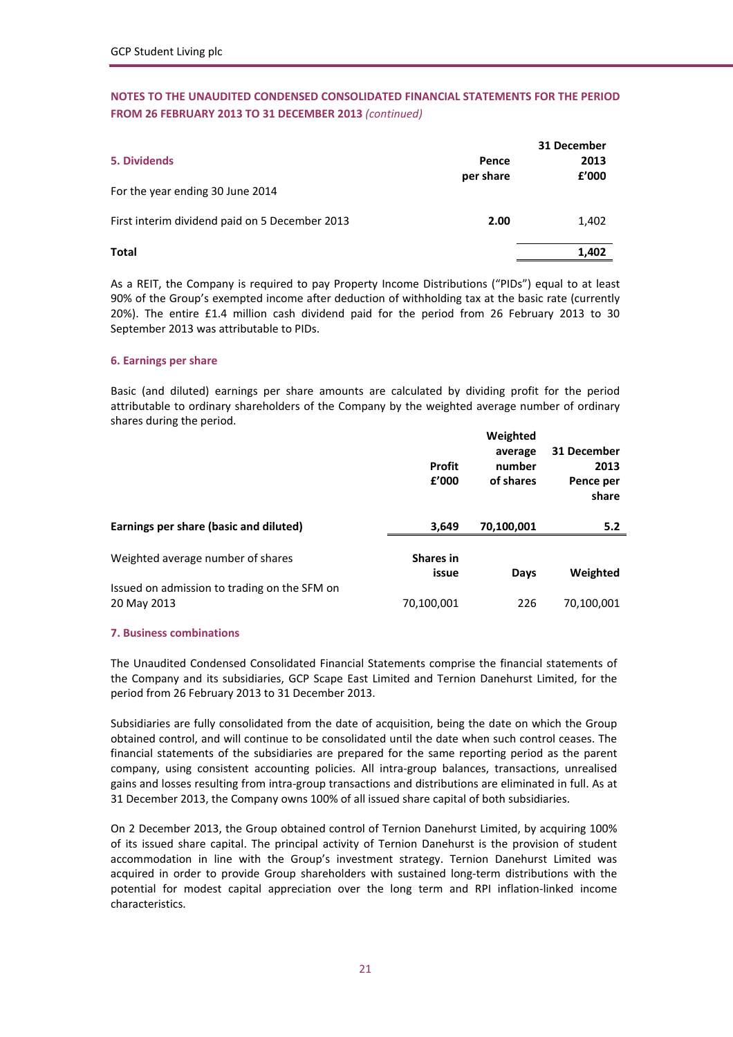## NOTES TO THE UNAUDITED CONDENSED CONSOLIDATED FINANCIAL STATEMENTS FOR THE PERIOD FROM 26 FEBRUARY 2013 TO 31 DECEMBER 2013 *(continued)*

### 5. Dividends

| | Pence per share | 31 December 2013 £'000 |
|---|---|---|
| For the year ending 30 June 2014 | | |
| First interim dividend paid on 5 December 2013 | **2.00** | 1,402 |
| **Total** | | **1,402** |

As a REIT, the Company is required to pay Property Income Distributions ("PIDs") equal to at least 90% of the Group's exempted income after deduction of withholding tax at the basic rate (currently 20%). The entire £1.4 million cash dividend paid for the period from 26 February 2013 to 30 September 2013 was attributable to PIDs.

### 6. Earnings per share

Basic (and diluted) earnings per share amounts are calculated by dividing profit for the period attributable to ordinary shareholders of the Company by the weighted average number of ordinary shares during the period.

| | Profit £'000 | Weighted average number of shares | 31 December 2013 Pence per share |
|---|---|---|---|
| **Earnings per share (basic and diluted)** | **3,649** | **70,100,001** | **5.2** |

| Weighted average number of shares | Shares in issue | Days | Weighted |
|---|---|---|---|
| Issued on admission to trading on the SFM on 20 May 2013 | 70,100,001 | 226 | 70,100,001 |

### 7. Business combinations

The Unaudited Condensed Consolidated Financial Statements comprise the financial statements of the Company and its subsidiaries, GCP Scape East Limited and Ternion Danehurst Limited, for the period from 26 February 2013 to 31 December 2013.

Subsidiaries are fully consolidated from the date of acquisition, being the date on which the Group obtained control, and will continue to be consolidated until the date when such control ceases. The financial statements of the subsidiaries are prepared for the same reporting period as the parent company, using consistent accounting policies. All intra-group balances, transactions, unrealised gains and losses resulting from intra-group transactions and distributions are eliminated in full. As at 31 December 2013, the Company owns 100% of all issued share capital of both subsidiaries.

On 2 December 2013, the Group obtained control of Ternion Danehurst Limited, by acquiring 100% of its issued share capital. The principal activity of Ternion Danehurst is the provision of student accommodation in line with the Group's investment strategy. Ternion Danehurst Limited was acquired in order to provide Group shareholders with sustained long-term distributions with the potential for modest capital appreciation over the long term and RPI inflation-linked income characteristics.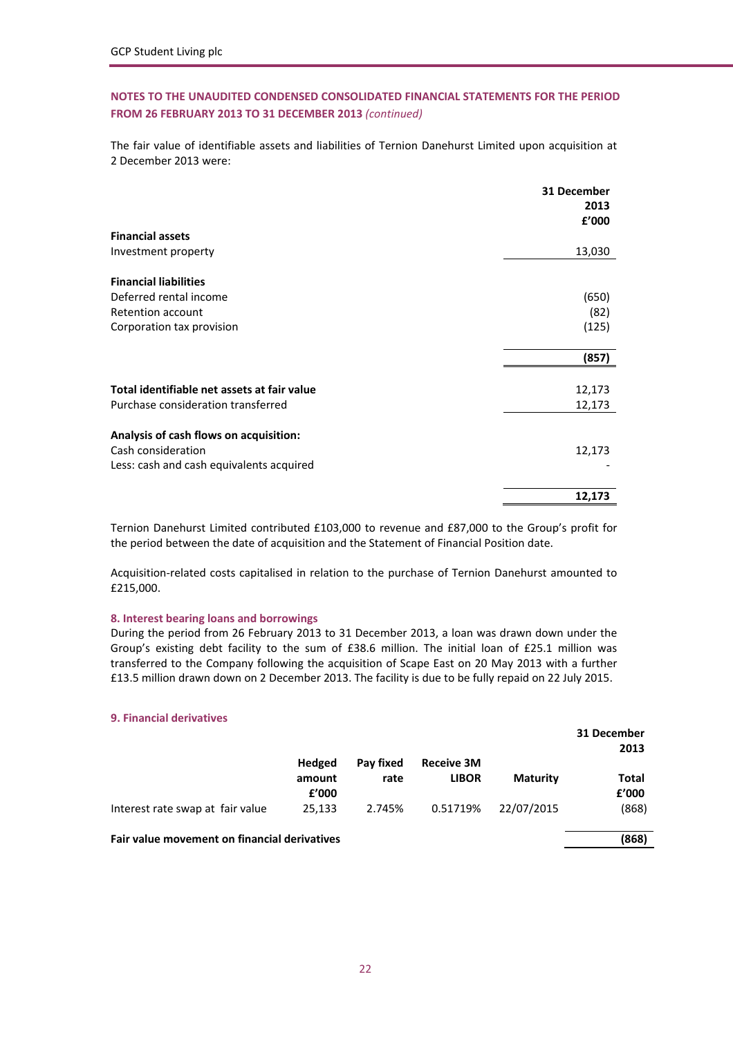## NOTES TO THE UNAUDITED CONDENSED CONSOLIDATED FINANCIAL STATEMENTS FOR THE PERIOD FROM 26 FEBRUARY 2013 TO 31 DECEMBER 2013 *(continued)*

The fair value of identifiable assets and liabilities of Ternion Danehurst Limited upon acquisition at 2 December 2013 were:

| | 31 December 2013 £'000 |
|---|---|
| **Financial assets** | |
| Investment property | 13,030 |
| | |
| **Financial liabilities** | |
| Deferred rental income | (650) |
| Retention account | (82) |
| Corporation tax provision | (125) |
| | **(857)** |
| | |
| **Total identifiable net assets at fair value** | 12,173 |
| Purchase consideration transferred | 12,173 |
| | |
| **Analysis of cash flows on acquisition:** | |
| Cash consideration | 12,173 |
| Less: cash and cash equivalents acquired | - |
| | **12,173** |

Ternion Danehurst Limited contributed £103,000 to revenue and £87,000 to the Group's profit for the period between the date of acquisition and the Statement of Financial Position date.

Acquisition-related costs capitalised in relation to the purchase of Ternion Danehurst amounted to £215,000.

### 8. Interest bearing loans and borrowings

During the period from 26 February 2013 to 31 December 2013, a loan was drawn down under the Group's existing debt facility to the sum of £38.6 million. The initial loan of £25.1 million was transferred to the Company following the acquisition of Scape East on 20 May 2013 with a further £13.5 million drawn down on 2 December 2013. The facility is due to be fully repaid on 22 July 2015.

### 9. Financial derivatives

| | Hedged amount £'000 | Pay fixed rate | Receive 3M LIBOR | Maturity | 31 December 2013 Total £'000 |
|---|---|---|---|---|---|
| Interest rate swap at fair value | 25,133 | 2.745% | 0.51719% | 22/07/2015 | (868) |
| **Fair value movement on financial derivatives** | | | | | **(868)** |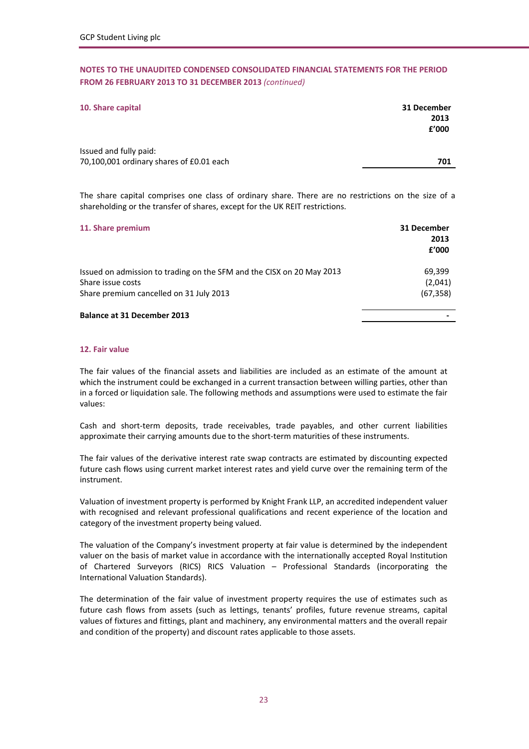## NOTES TO THE UNAUDITED CONDENSED CONSOLIDATED FINANCIAL STATEMENTS FOR THE PERIOD FROM 26 FEBRUARY 2013 TO 31 DECEMBER 2013 *(continued)*

### 10. Share capital

| | 31 December 2013 £'000 |
|---|---|
| Issued and fully paid: | |
| 70,100,001 ordinary shares of £0.01 each | **701** |

The share capital comprises one class of ordinary share. There are no restrictions on the size of a shareholding or the transfer of shares, except for the UK REIT restrictions.

### 11. Share premium

| | 31 December 2013 £'000 |
|---|---|
| Issued on admission to trading on the SFM and the CISX on 20 May 2013 | 69,399 |
| Share issue costs | (2,041) |
| Share premium cancelled on 31 July 2013 | (67,358) |
| **Balance at 31 December 2013** | **-** |

### 12. Fair value

The fair values of the financial assets and liabilities are included as an estimate of the amount at which the instrument could be exchanged in a current transaction between willing parties, other than in a forced or liquidation sale. The following methods and assumptions were used to estimate the fair values:

Cash and short-term deposits, trade receivables, trade payables, and other current liabilities approximate their carrying amounts due to the short-term maturities of these instruments.

The fair values of the derivative interest rate swap contracts are estimated by discounting expected future cash flows using current market interest rates and yield curve over the remaining term of the instrument.

Valuation of investment property is performed by Knight Frank LLP, an accredited independent valuer with recognised and relevant professional qualifications and recent experience of the location and category of the investment property being valued.

The valuation of the Company's investment property at fair value is determined by the independent valuer on the basis of market value in accordance with the internationally accepted Royal Institution of Chartered Surveyors (RICS) RICS Valuation – Professional Standards (incorporating the International Valuation Standards).

The determination of the fair value of investment property requires the use of estimates such as future cash flows from assets (such as lettings, tenants' profiles, future revenue streams, capital values of fixtures and fittings, plant and machinery, any environmental matters and the overall repair and condition of the property) and discount rates applicable to those assets.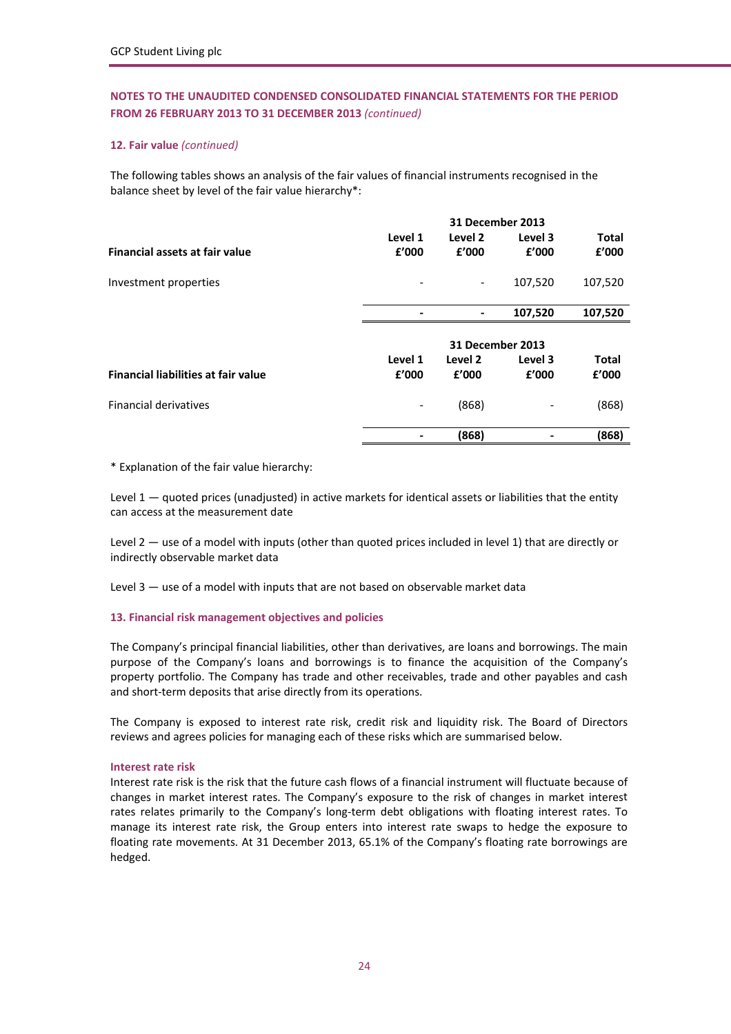## NOTES TO THE UNAUDITED CONDENSED CONSOLIDATED FINANCIAL STATEMENTS FOR THE PERIOD FROM 26 FEBRUARY 2013 TO 31 DECEMBER 2013 *(continued)*

### 12. Fair value *(continued)*

The following tables shows an analysis of the fair values of financial instruments recognised in the balance sheet by level of the fair value hierarchy*:

| | 31 December 2013 | | | |
|---|---|---|---|---|
| **Financial assets at fair value** | **Level 1 £'000** | **Level 2 £'000** | **Level 3 £'000** | **Total £'000** |
| Investment properties | - | - | 107,520 | 107,520 |
| | **-** | **-** | **107,520** | **107,520** |

| | 31 December 2013 | | | |
|---|---|---|---|---|
| **Financial liabilities at fair value** | **Level 1 £'000** | **Level 2 £'000** | **Level 3 £'000** | **Total £'000** |
| Financial derivatives | - | (868) | - | (868) |
| | **-** | **(868)** | **-** | **(868)** |

* Explanation of the fair value hierarchy:

Level 1 — quoted prices (unadjusted) in active markets for identical assets or liabilities that the entity can access at the measurement date

Level 2 — use of a model with inputs (other than quoted prices included in level 1) that are directly or indirectly observable market data

Level 3 — use of a model with inputs that are not based on observable market data

### 13. Financial risk management objectives and policies

The Company's principal financial liabilities, other than derivatives, are loans and borrowings. The main purpose of the Company's loans and borrowings is to finance the acquisition of the Company's property portfolio. The Company has trade and other receivables, trade and other payables and cash and short-term deposits that arise directly from its operations.

The Company is exposed to interest rate risk, credit risk and liquidity risk. The Board of Directors reviews and agrees policies for managing each of these risks which are summarised below.

#### Interest rate risk

Interest rate risk is the risk that the future cash flows of a financial instrument will fluctuate because of changes in market interest rates. The Company's exposure to the risk of changes in market interest rates relates primarily to the Company's long-term debt obligations with floating interest rates. To manage its interest rate risk, the Group enters into interest rate swaps to hedge the exposure to floating rate movements. At 31 December 2013, 65.1% of the Company's floating rate borrowings are hedged.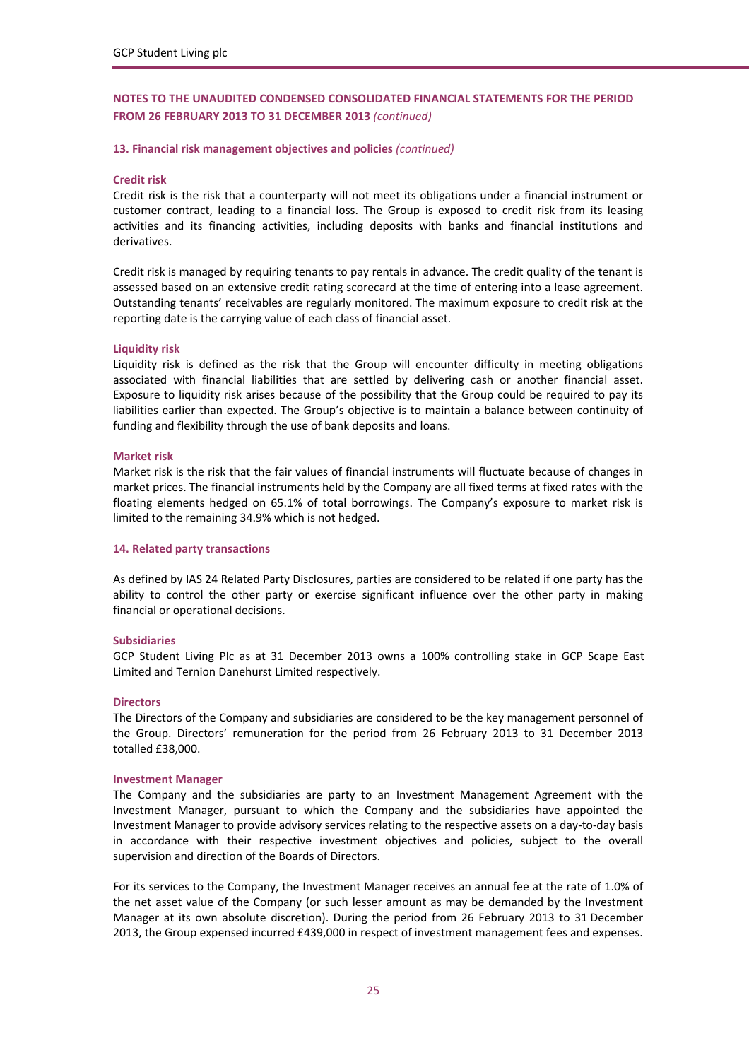## NOTES TO THE UNAUDITED CONDENSED CONSOLIDATED FINANCIAL STATEMENTS FOR THE PERIOD FROM 26 FEBRUARY 2013 TO 31 DECEMBER 2013 *(continued)*

### 13. Financial risk management objectives and policies *(continued)*

#### Credit risk

Credit risk is the risk that a counterparty will not meet its obligations under a financial instrument or customer contract, leading to a financial loss. The Group is exposed to credit risk from its leasing activities and its financing activities, including deposits with banks and financial institutions and derivatives.

Credit risk is managed by requiring tenants to pay rentals in advance. The credit quality of the tenant is assessed based on an extensive credit rating scorecard at the time of entering into a lease agreement. Outstanding tenants' receivables are regularly monitored. The maximum exposure to credit risk at the reporting date is the carrying value of each class of financial asset.

#### Liquidity risk

Liquidity risk is defined as the risk that the Group will encounter difficulty in meeting obligations associated with financial liabilities that are settled by delivering cash or another financial asset. Exposure to liquidity risk arises because of the possibility that the Group could be required to pay its liabilities earlier than expected. The Group's objective is to maintain a balance between continuity of funding and flexibility through the use of bank deposits and loans.

#### Market risk

Market risk is the risk that the fair values of financial instruments will fluctuate because of changes in market prices. The financial instruments held by the Company are all fixed terms at fixed rates with the floating elements hedged on 65.1% of total borrowings. The Company's exposure to market risk is limited to the remaining 34.9% which is not hedged.

### 14. Related party transactions

As defined by IAS 24 Related Party Disclosures, parties are considered to be related if one party has the ability to control the other party or exercise significant influence over the other party in making financial or operational decisions.

#### Subsidiaries

GCP Student Living Plc as at 31 December 2013 owns a 100% controlling stake in GCP Scape East Limited and Ternion Danehurst Limited respectively.

#### Directors

The Directors of the Company and subsidiaries are considered to be the key management personnel of the Group. Directors' remuneration for the period from 26 February 2013 to 31 December 2013 totalled £38,000.

#### Investment Manager

The Company and the subsidiaries are party to an Investment Management Agreement with the Investment Manager, pursuant to which the Company and the subsidiaries have appointed the Investment Manager to provide advisory services relating to the respective assets on a day-to-day basis in accordance with their respective investment objectives and policies, subject to the overall supervision and direction of the Boards of Directors.

For its services to the Company, the Investment Manager receives an annual fee at the rate of 1.0% of the net asset value of the Company (or such lesser amount as may be demanded by the Investment Manager at its own absolute discretion). During the period from 26 February 2013 to 31 December 2013, the Group expensed incurred £439,000 in respect of investment management fees and expenses.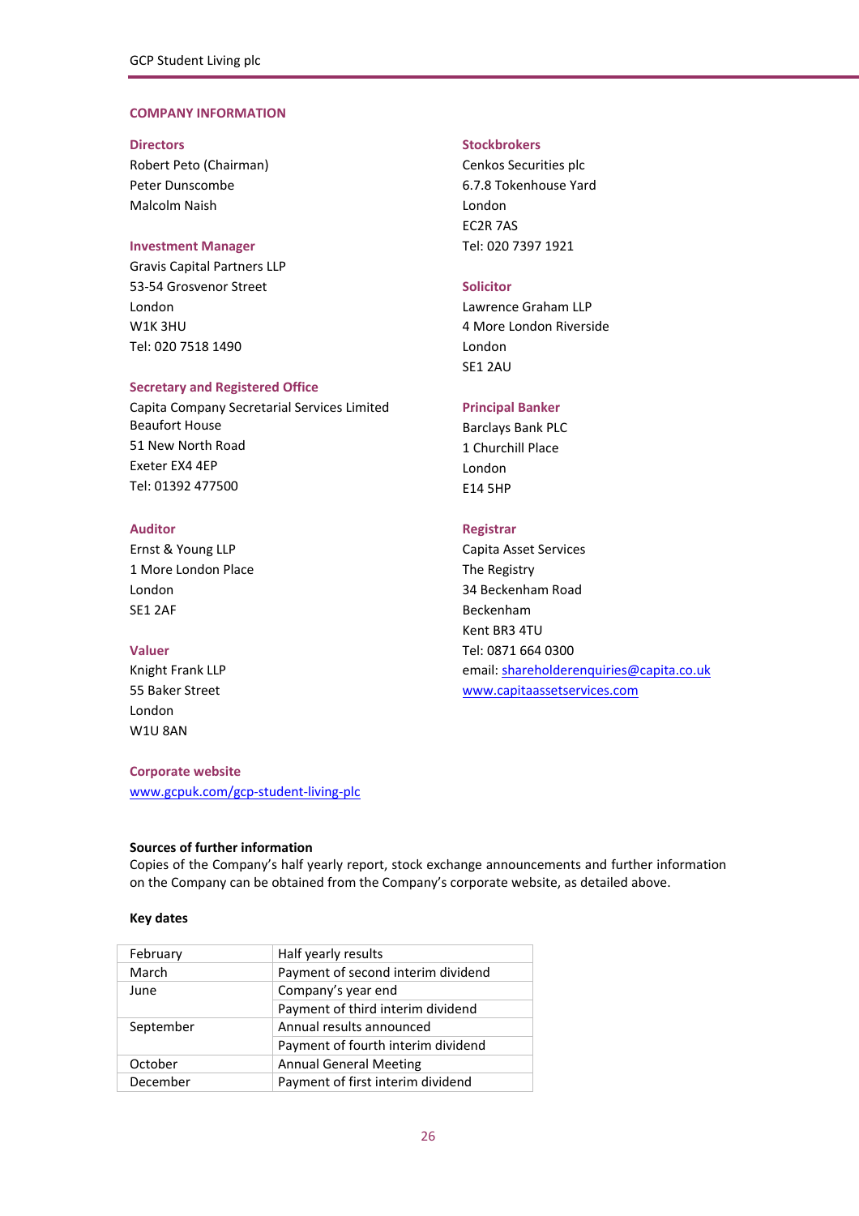## COMPANY INFORMATION

### Directors
Robert Peto (Chairman)
Peter Dunscombe
Malcolm Naish

### Investment Manager
Gravis Capital Partners LLP
53-54 Grosvenor Street
London
W1K 3HU
Tel: 020 7518 1490

### Secretary and Registered Office
Capita Company Secretarial Services Limited
Beaufort House
51 New North Road
Exeter EX4 4EP
Tel: 01392 477500

### Auditor
Ernst & Young LLP
1 More London Place
London
SE1 2AF

### Valuer
Knight Frank LLP
55 Baker Street
London
W1U 8AN

### Corporate website
www.gcpuk.com/gcp-student-living-plc

### Stockbrokers
Cenkos Securities plc
6.7.8 Tokenhouse Yard
London
EC2R 7AS
Tel: 020 7397 1921

### Solicitor
Lawrence Graham LLP
4 More London Riverside
London
SE1 2AU

### Principal Banker
Barclays Bank PLC
1 Churchill Place
London
E14 5HP

### Registrar
Capita Asset Services
The Registry
34 Beckenham Road
Beckenham
Kent BR3 4TU
Tel: 0871 664 0300
email: shareholderenquiries@capita.co.uk
www.capitaassetservices.com

**Sources of further information**
Copies of the Company's half yearly report, stock exchange announcements and further information on the Company can be obtained from the Company's corporate website, as detailed above.

**Key dates**

| | |
|---|---|
| February | Half yearly results |
| March | Payment of second interim dividend |
| June | Company's year end |
| | Payment of third interim dividend |
| September | Annual results announced |
| | Payment of fourth interim dividend |
| October | Annual General Meeting |
| December | Payment of first interim dividend |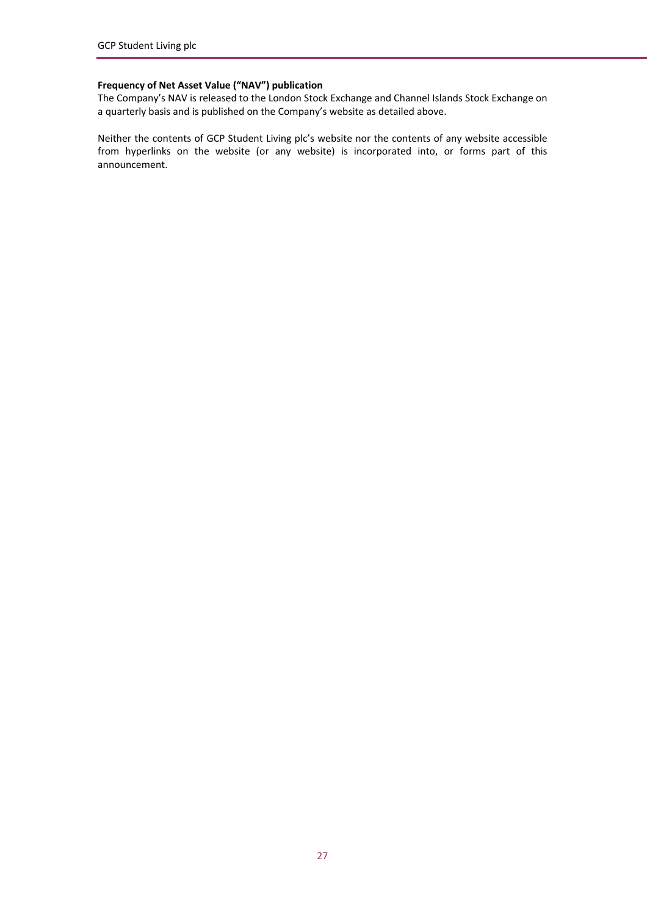**Frequency of Net Asset Value ("NAV") publication**

The Company's NAV is released to the London Stock Exchange and Channel Islands Stock Exchange on a quarterly basis and is published on the Company's website as detailed above.

Neither the contents of GCP Student Living plc's website nor the contents of any website accessible from hyperlinks on the website (or any website) is incorporated into, or forms part of this announcement.